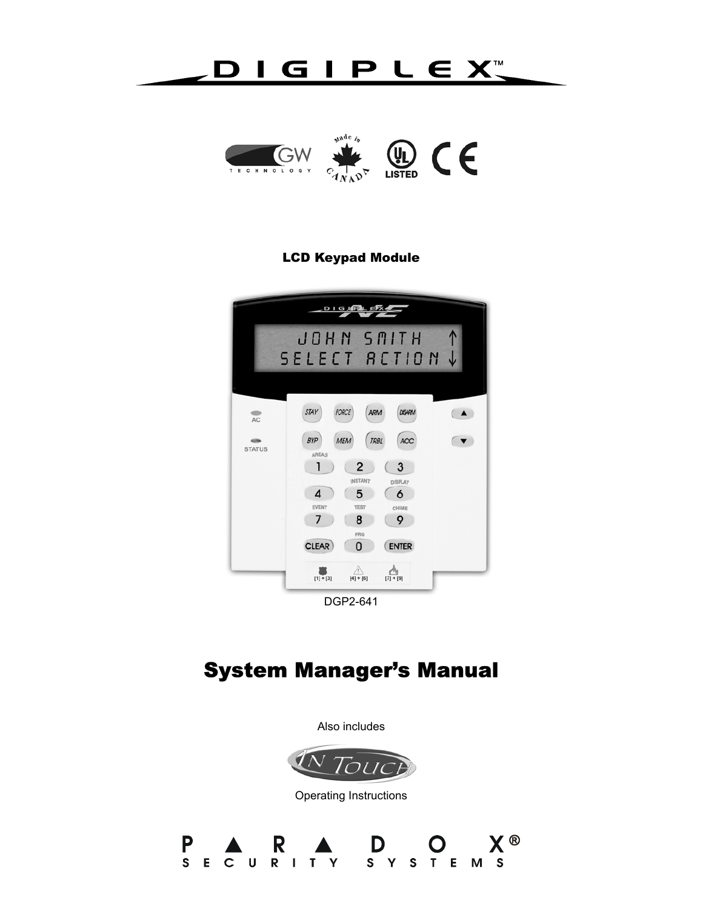# DIGIPLEX™

LCD Keypad Module

DGP2-641

# System Manager's Manual

Also includes

In Touch

Operating Instructions

PARADOX® SECURITY SYSTEMS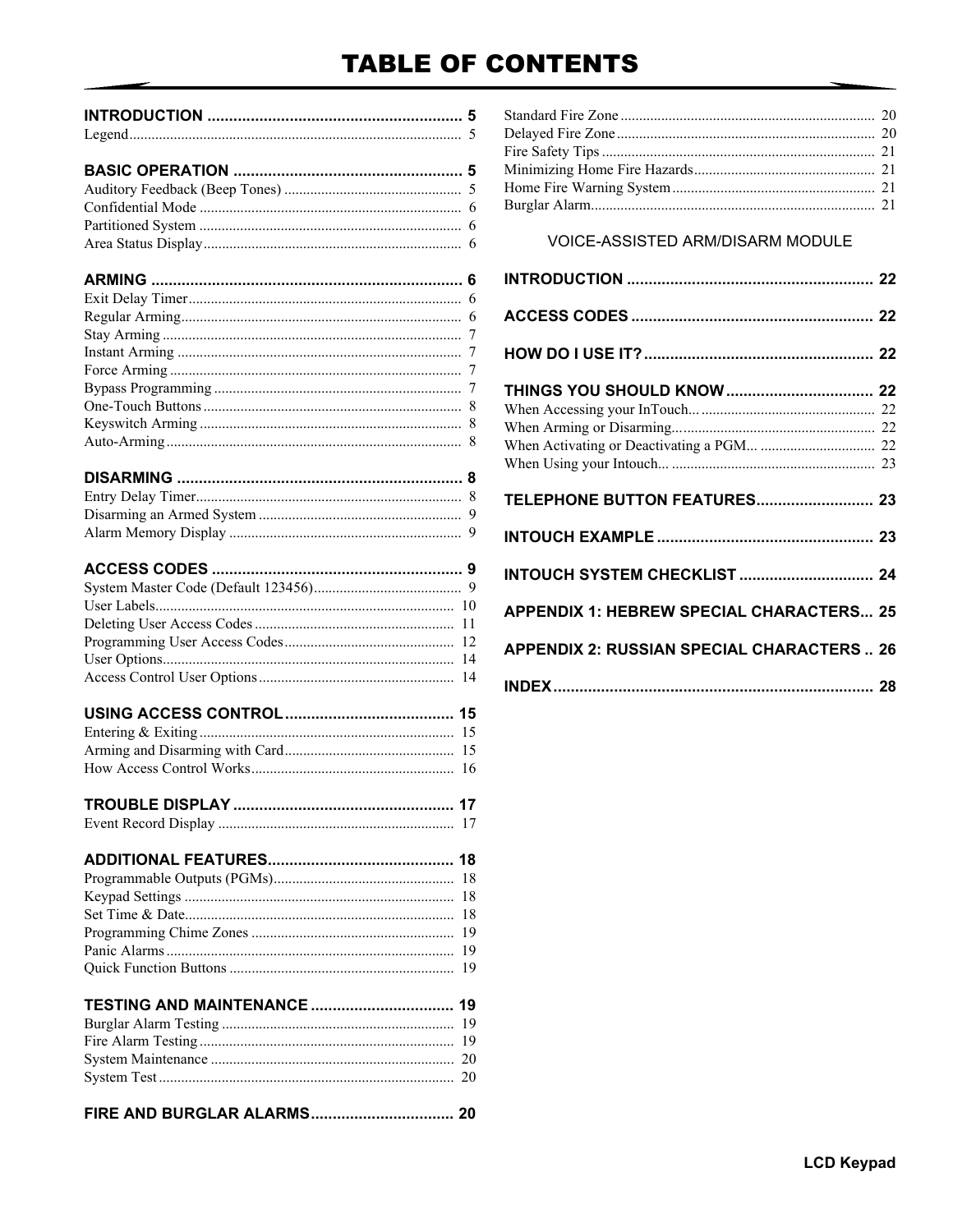# TABLE OF CONTENTS

**INTRODUCTION .......................................................... 5**
Legend.......................................................................... 5

**BASIC OPERATION .................................................... 5**
Auditory Feedback (Beep Tones) ................................................ 5
Confidential Mode ....................................................................... 6
Partitioned System ....................................................................... 6
Area Status Display...................................................................... 6

**ARMING ....................................................................... 6**
Exit Delay Timer.......................................................................... 6
Regular Arming............................................................................ 6
Stay Arming ................................................................................. 7
Instant Arming ............................................................................. 7
Force Arming ............................................................................... 7
Bypass Programming ................................................................... 7
One-Touch Buttons ...................................................................... 8
Keyswitch Arming ....................................................................... 8
Auto-Arming ................................................................................ 8

**DISARMING ................................................................. 8**
Entry Delay Timer........................................................................ 8
Disarming an Armed System ....................................................... 9
Alarm Memory Display ............................................................... 9

**ACCESS CODES .......................................................... 9**
System Master Code (Default 123456)........................................ 9
User Labels................................................................................. 10
Deleting User Access Codes ...................................................... 11
Programming User Access Codes.............................................. 12
User Options............................................................................... 14
Access Control User Options..................................................... 14

**USING ACCESS CONTROL....................................... 15**
Entering & Exiting ..................................................................... 15
Arming and Disarming with Card.............................................. 15
How Access Control Works....................................................... 16

**TROUBLE DISPLAY .................................................. 17**
Event Record Display ................................................................ 17

**ADDITIONAL FEATURES.......................................... 18**
Programmable Outputs (PGMs)................................................. 18
Keypad Settings ......................................................................... 18
Set Time & Date......................................................................... 18
Programming Chime Zones ....................................................... 19
Panic Alarms .............................................................................. 19
Quick Function Buttons ............................................................. 19

**TESTING AND MAINTENANCE ................................ 19**
Burglar Alarm Testing ............................................................... 19
Fire Alarm Testing ..................................................................... 19
System Maintenance .................................................................. 20
System Test ................................................................................ 20

**FIRE AND BURGLAR ALARMS................................ 20**
Standard Fire Zone ..................................................................... 20
Delayed Fire Zone ...................................................................... 20
Fire Safety Tips .......................................................................... 21
Minimizing Home Fire Hazards................................................. 21
Home Fire Warning System....................................................... 21
Burglar Alarm............................................................................. 21

VOICE-ASSISTED ARM/DISARM MODULE

**INTRODUCTION ........................................................ 22**

**ACCESS CODES ........................................................ 22**

**HOW DO I USE IT?..................................................... 22**

**THINGS YOU SHOULD KNOW................................. 22**
When Accessing your InTouch... ............................................... 22
When Arming or Disarming....................................................... 22
When Activating or Deactivating a PGM... ............................... 22
When Using your Intouch... ....................................................... 23

**TELEPHONE BUTTON FEATURES.......................... 23**

**INTOUCH EXAMPLE .................................................. 23**

**INTOUCH SYSTEM CHECKLIST .............................. 24**

**APPENDIX 1: HEBREW SPECIAL CHARACTERS... 25**

**APPENDIX 2: RUSSIAN SPECIAL CHARACTERS .. 26**

**INDEX.......................................................................... 28**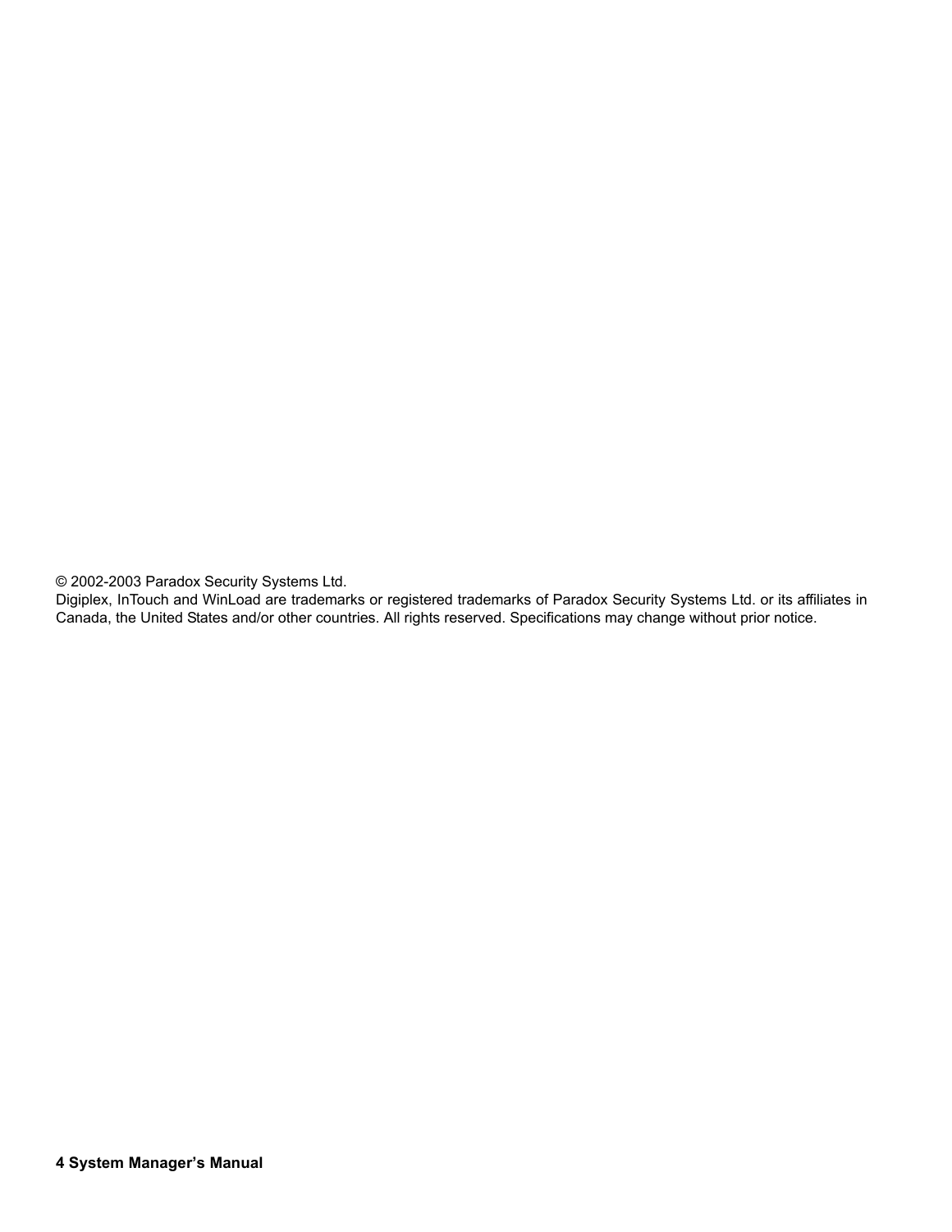© 2002-2003 Paradox Security Systems Ltd.
Digiplex, InTouch and WinLoad are trademarks or registered trademarks of Paradox Security Systems Ltd. or its affiliates in Canada, the United States and/or other countries. All rights reserved. Specifications may change without prior notice.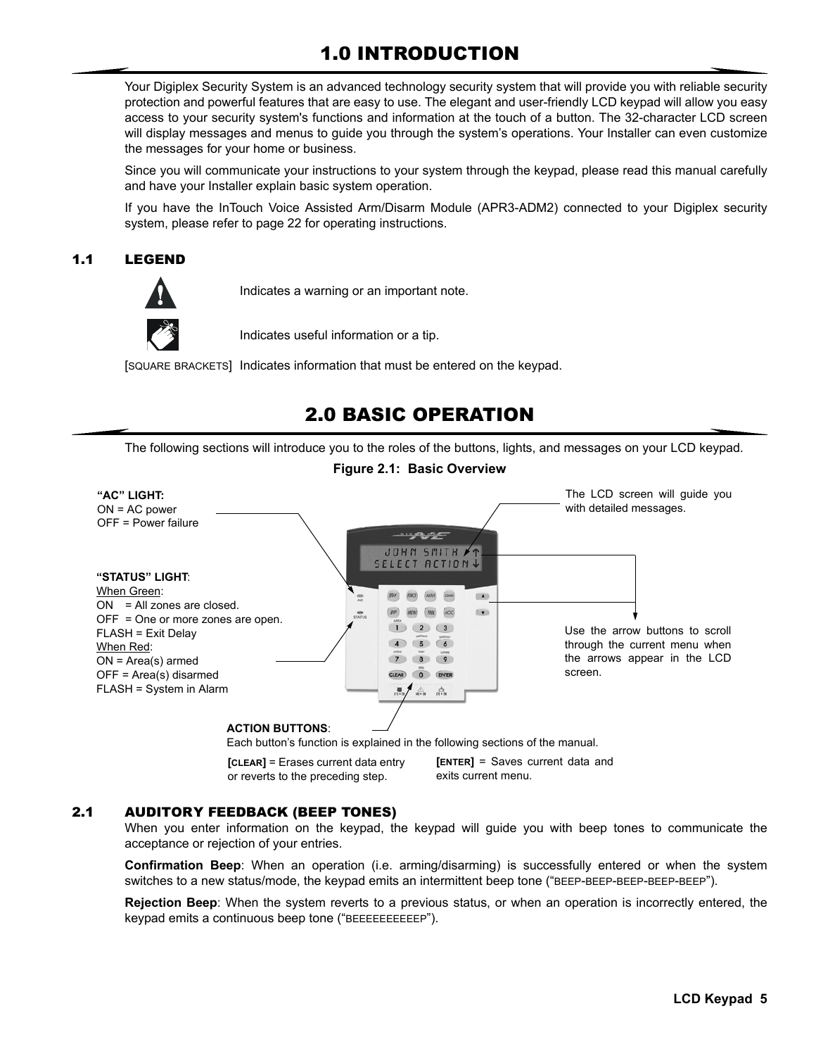# 1.0 INTRODUCTION

Your Digiplex Security System is an advanced technology security system that will provide you with reliable security protection and powerful features that are easy to use. The elegant and user-friendly LCD keypad will allow you easy access to your security system's functions and information at the touch of a button. The 32-character LCD screen will display messages and menus to guide you through the system's operations. Your Installer can even customize the messages for your home or business.

Since you will communicate your instructions to your system through the keypad, please read this manual carefully and have your Installer explain basic system operation.

If you have the InTouch Voice Assisted Arm/Disarm Module (APR3-ADM2) connected to your Digiplex security system, please refer to page 22 for operating instructions.

## 1.1 LEGEND

Indicates a warning or an important note.

Indicates useful information or a tip.

[SQUARE BRACKETS] Indicates information that must be entered on the keypad.

# 2.0 BASIC OPERATION

The following sections will introduce you to the roles of the buttons, lights, and messages on your LCD keypad.

**Figure 2.1: Basic Overview**

**"AC" LIGHT:**
ON = AC power
OFF = Power failure

**"STATUS" LIGHT**:
When Green:
ON = All zones are closed.
OFF = One or more zones are open.
FLASH = Exit Delay
When Red:
ON = Area(s) armed
OFF = Area(s) disarmed
FLASH = System in Alarm

The LCD screen will guide you with detailed messages.

Use the arrow buttons to scroll through the current menu when the arrows appear in the LCD screen.

**ACTION BUTTONS**:
Each button's function is explained in the following sections of the manual.

**[CLEAR]** = Erases current data entry or reverts to the preceding step.

**[ENTER]** = Saves current data and exits current menu.

## 2.1 AUDITORY FEEDBACK (BEEP TONES)

When you enter information on the keypad, the keypad will guide you with beep tones to communicate the acceptance or rejection of your entries.

**Confirmation Beep**: When an operation (i.e. arming/disarming) is successfully entered or when the system switches to a new status/mode, the keypad emits an intermittent beep tone ("BEEP-BEEP-BEEP-BEEP-BEEP").

**Rejection Beep**: When the system reverts to a previous status, or when an operation is incorrectly entered, the keypad emits a continuous beep tone ("BEEEEEEEEEEP").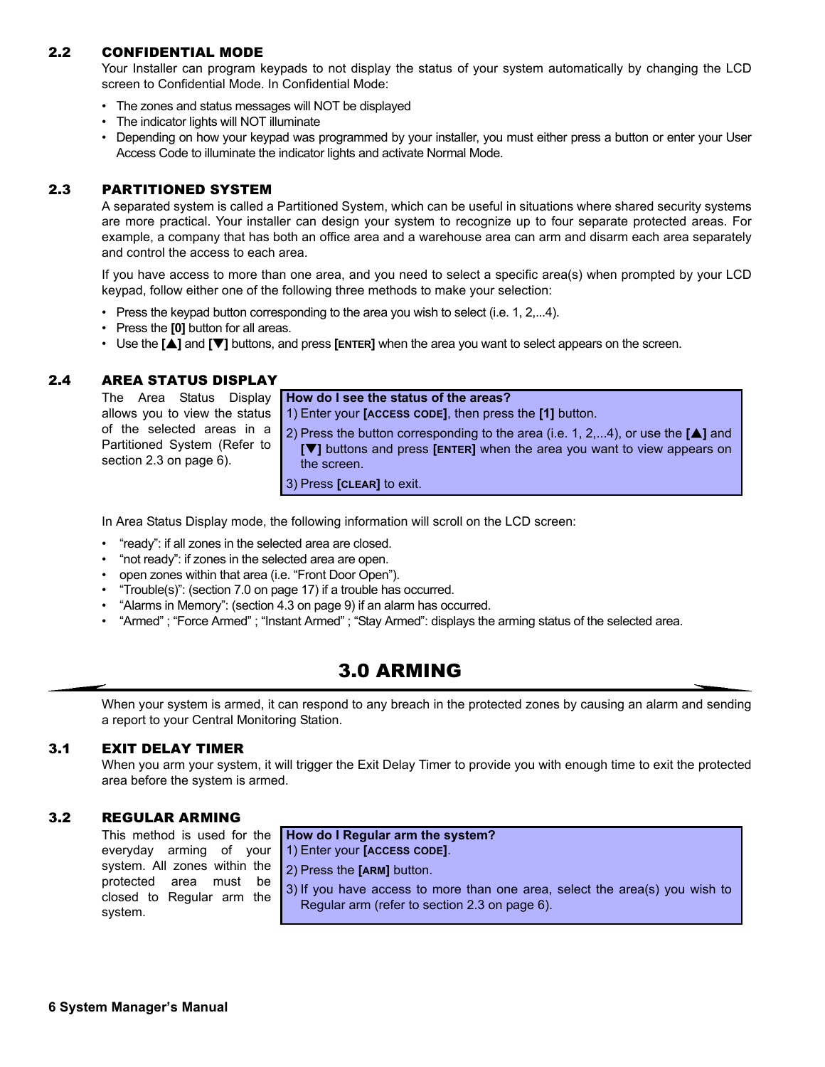## 2.2 CONFIDENTIAL MODE

Your Installer can program keypads to not display the status of your system automatically by changing the LCD screen to Confidential Mode. In Confidential Mode:

- The zones and status messages will NOT be displayed
- The indicator lights will NOT illuminate
- Depending on how your keypad was programmed by your installer, you must either press a button or enter your User Access Code to illuminate the indicator lights and activate Normal Mode.

## 2.3 PARTITIONED SYSTEM

A separated system is called a Partitioned System, which can be useful in situations where shared security systems are more practical. Your installer can design your system to recognize up to four separate protected areas. For example, a company that has both an office area and a warehouse area can arm and disarm each area separately and control the access to each area.

If you have access to more than one area, and you need to select a specific area(s) when prompted by your LCD keypad, follow either one of the following three methods to make your selection:

- Press the keypad button corresponding to the area you wish to select (i.e. 1, 2,...4).
- Press the **[0]** button for all areas.
- Use the **[▲]** and **[▼]** buttons, and press **[ENTER]** when the area you want to select appears on the screen.

## 2.4 AREA STATUS DISPLAY

The Area Status Display allows you to view the status of the selected areas in a Partitioned System (Refer to section 2.3 on page 6).

**How do I see the status of the areas?**

1) Enter your **[ACCESS CODE]**, then press the **[1]** button.
2) Press the button corresponding to the area (i.e. 1, 2,...4), or use the **[▲]** and **[▼]** buttons and press **[ENTER]** when the area you want to view appears on the screen.
3) Press **[CLEAR]** to exit.

In Area Status Display mode, the following information will scroll on the LCD screen:

- "ready": if all zones in the selected area are closed.
- "not ready": if zones in the selected area are open.
- open zones within that area (i.e. "Front Door Open").
- "Trouble(s)": (section 7.0 on page 17) if a trouble has occurred.
- "Alarms in Memory": (section 4.3 on page 9) if an alarm has occurred.
- "Armed" ; "Force Armed" ; "Instant Armed" ; "Stay Armed": displays the arming status of the selected area.

# 3.0 ARMING

When your system is armed, it can respond to any breach in the protected zones by causing an alarm and sending a report to your Central Monitoring Station.

## 3.1 EXIT DELAY TIMER

When you arm your system, it will trigger the Exit Delay Timer to provide you with enough time to exit the protected area before the system is armed.

## 3.2 REGULAR ARMING

This method is used for the everyday arming of your system. All zones within the protected area must be closed to Regular arm the system.

**How do I Regular arm the system?**

1) Enter your **[ACCESS CODE]**.
2) Press the **[ARM]** button.
3) If you have access to more than one area, select the area(s) you wish to Regular arm (refer to section 2.3 on page 6).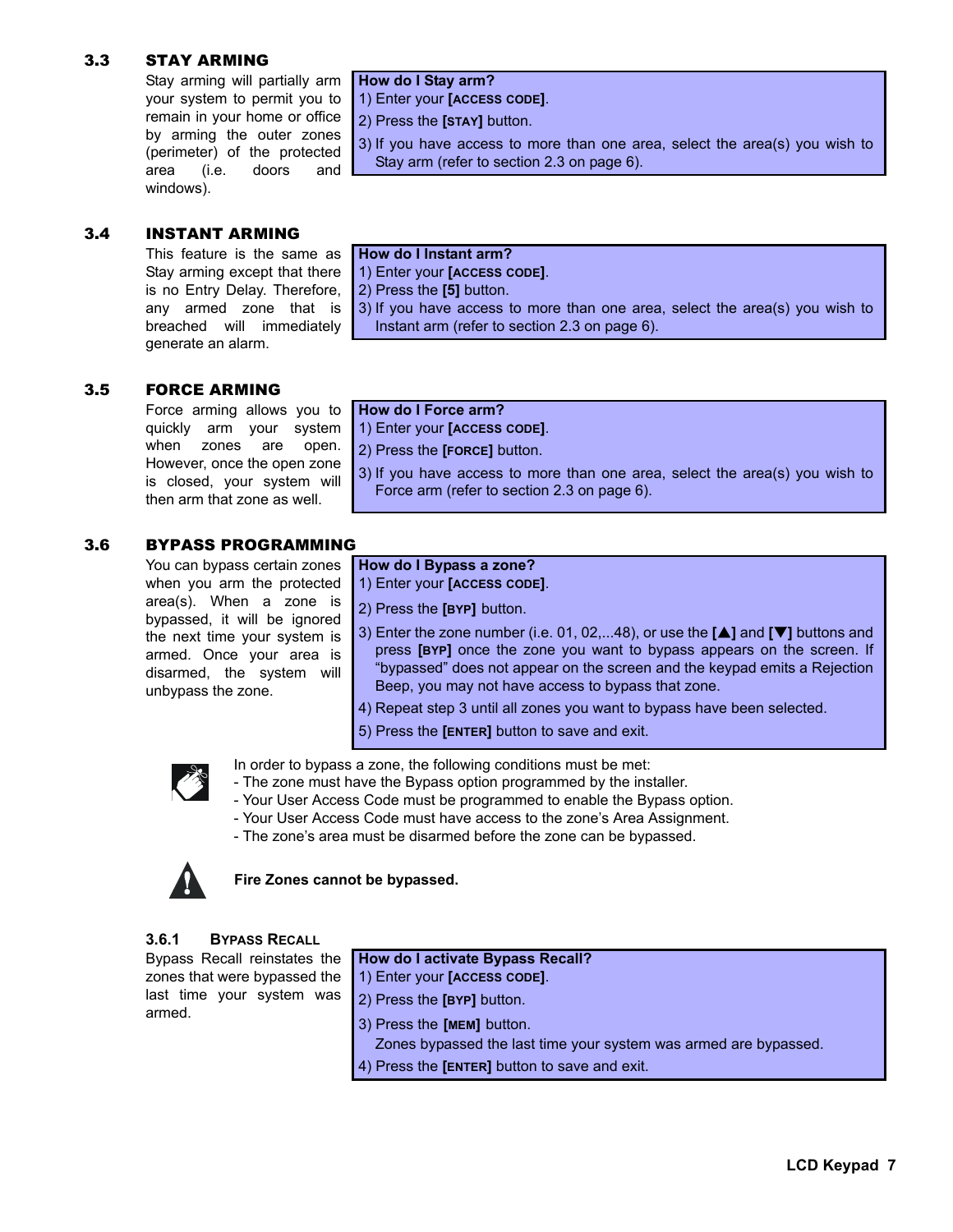## 3.3 STAY ARMING

Stay arming will partially arm your system to permit you to remain in your home or office by arming the outer zones (perimeter) of the protected area (i.e. doors and windows).

**How do I Stay arm?**

1) Enter your **[ACCESS CODE]**.
2) Press the **[STAY]** button.
3) If you have access to more than one area, select the area(s) you wish to Stay arm (refer to section 2.3 on page 6).

## 3.4 INSTANT ARMING

This feature is the same as Stay arming except that there is no Entry Delay. Therefore, any armed zone that is breached will immediately generate an alarm.

**How do I Instant arm?**

1) Enter your **[ACCESS CODE]**.
2) Press the **[5]** button.
3) If you have access to more than one area, select the area(s) you wish to Instant arm (refer to section 2.3 on page 6).

## 3.5 FORCE ARMING

Force arming allows you to quickly arm your system when zones are open. However, once the open zone is closed, your system will then arm that zone as well.

**How do I Force arm?**

1) Enter your **[ACCESS CODE]**.
2) Press the **[FORCE]** button.
3) If you have access to more than one area, select the area(s) you wish to Force arm (refer to section 2.3 on page 6).

## 3.6 BYPASS PROGRAMMING

You can bypass certain zones when you arm the protected area(s). When a zone is bypassed, it will be ignored the next time your system is armed. Once your area is disarmed, the system will unbypass the zone.

**How do I Bypass a zone?**

1) Enter your **[ACCESS CODE]**.
2) Press the **[BYP]** button.
3) Enter the zone number (i.e. 01, 02,...48), or use the **[▲]** and **[▼]** buttons and press **[BYP]** once the zone you want to bypass appears on the screen. If “bypassed” does not appear on the screen and the keypad emits a Rejection Beep, you may not have access to bypass that zone.
4) Repeat step 3 until all zones you want to bypass have been selected.
5) Press the **[ENTER]** button to save and exit.

In order to bypass a zone, the following conditions must be met:
- The zone must have the Bypass option programmed by the installer.
- Your User Access Code must be programmed to enable the Bypass option.
- Your User Access Code must have access to the zone’s Area Assignment.
- The zone’s area must be disarmed before the zone can be bypassed.

**Fire Zones cannot be bypassed.**

### 3.6.1 BYPASS RECALL

Bypass Recall reinstates the zones that were bypassed the last time your system was armed.

**How do I activate Bypass Recall?**

1) Enter your **[ACCESS CODE]**.
2) Press the **[BYP]** button.
3) Press the **[MEM]** button.
   Zones bypassed the last time your system was armed are bypassed.
4) Press the **[ENTER]** button to save and exit.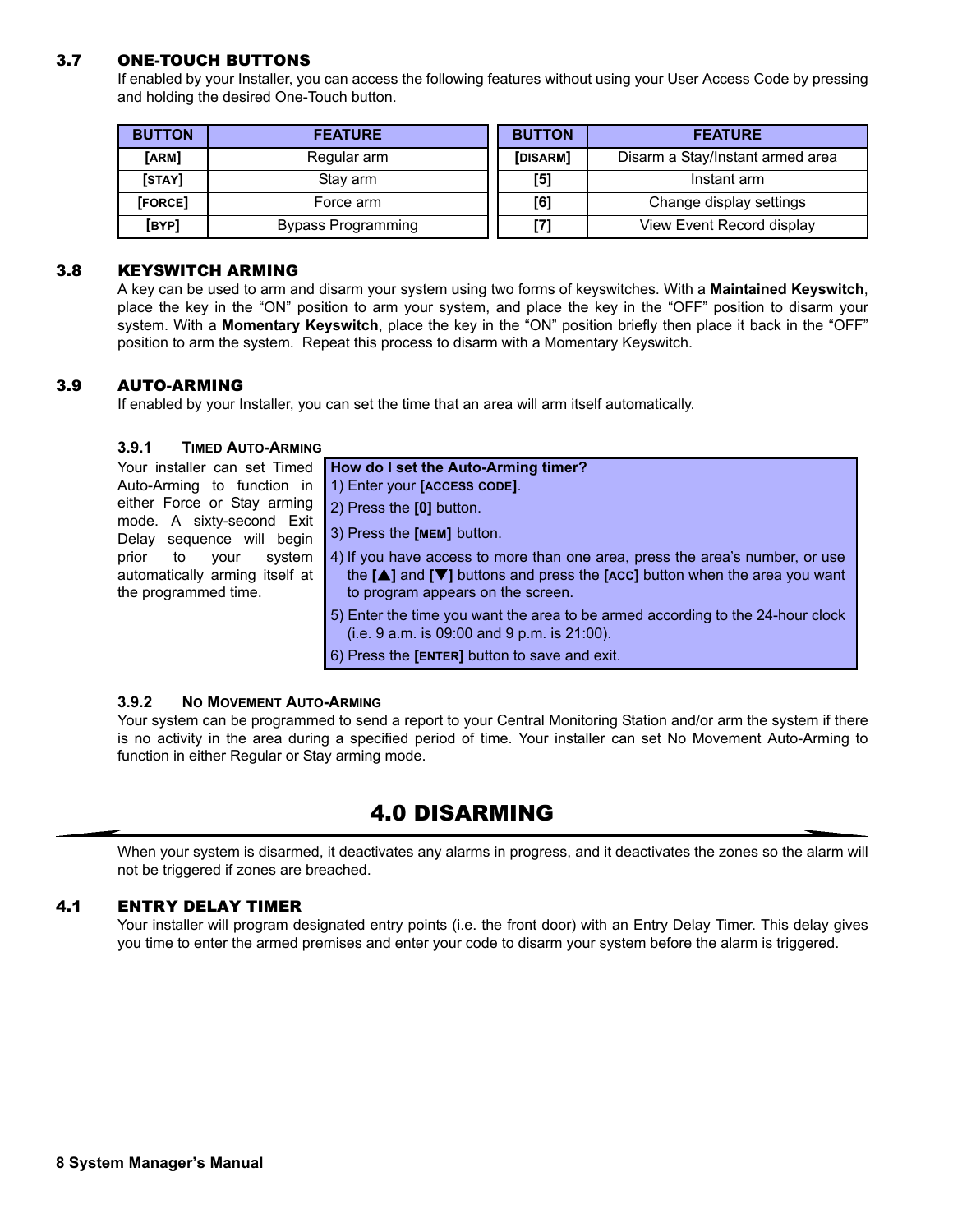### 3.7 ONE-TOUCH BUTTONS

If enabled by your Installer, you can access the following features without using your User Access Code by pressing and holding the desired One-Touch button.

| BUTTON | FEATURE |
|---|---|
| [ARM] | Regular arm |
| [STAY] | Stay arm |
| [FORCE] | Force arm |
| [BYP] | Bypass Programming |

| BUTTON | FEATURE |
|---|---|
| [DISARM] | Disarm a Stay/Instant armed area |
| [5] | Instant arm |
| [6] | Change display settings |
| [7] | View Event Record display |

### 3.8 KEYSWITCH ARMING

A key can be used to arm and disarm your system using two forms of keyswitches. With a **Maintained Keyswitch**, place the key in the "ON" position to arm your system, and place the key in the "OFF" position to disarm your system. With a **Momentary Keyswitch**, place the key in the "ON" position briefly then place it back in the "OFF" position to arm the system. Repeat this process to disarm with a Momentary Keyswitch.

### 3.9 AUTO-ARMING

If enabled by your Installer, you can set the time that an area will arm itself automatically.

#### 3.9.1 TIMED AUTO-ARMING

Your installer can set Timed Auto-Arming to function in either Force or Stay arming mode. A sixty-second Exit Delay sequence will begin prior to your system automatically arming itself at the programmed time.

**How do I set the Auto-Arming timer?**

1) Enter your **[ACCESS CODE]**.
2) Press the **[0]** button.
3) Press the **[MEM]** button.
4) If you have access to more than one area, press the area's number, or use the **[▲]** and **[▼]** buttons and press the **[ACC]** button when the area you want to program appears on the screen.
5) Enter the time you want the area to be armed according to the 24-hour clock (i.e. 9 a.m. is 09:00 and 9 p.m. is 21:00).
6) Press the **[ENTER]** button to save and exit.

#### 3.9.2 NO MOVEMENT AUTO-ARMING

Your system can be programmed to send a report to your Central Monitoring Station and/or arm the system if there is no activity in the area during a specified period of time. Your installer can set No Movement Auto-Arming to function in either Regular or Stay arming mode.

# 4.0 DISARMING

When your system is disarmed, it deactivates any alarms in progress, and it deactivates the zones so the alarm will not be triggered if zones are breached.

### 4.1 ENTRY DELAY TIMER

Your installer will program designated entry points (i.e. the front door) with an Entry Delay Timer. This delay gives you time to enter the armed premises and enter your code to disarm your system before the alarm is triggered.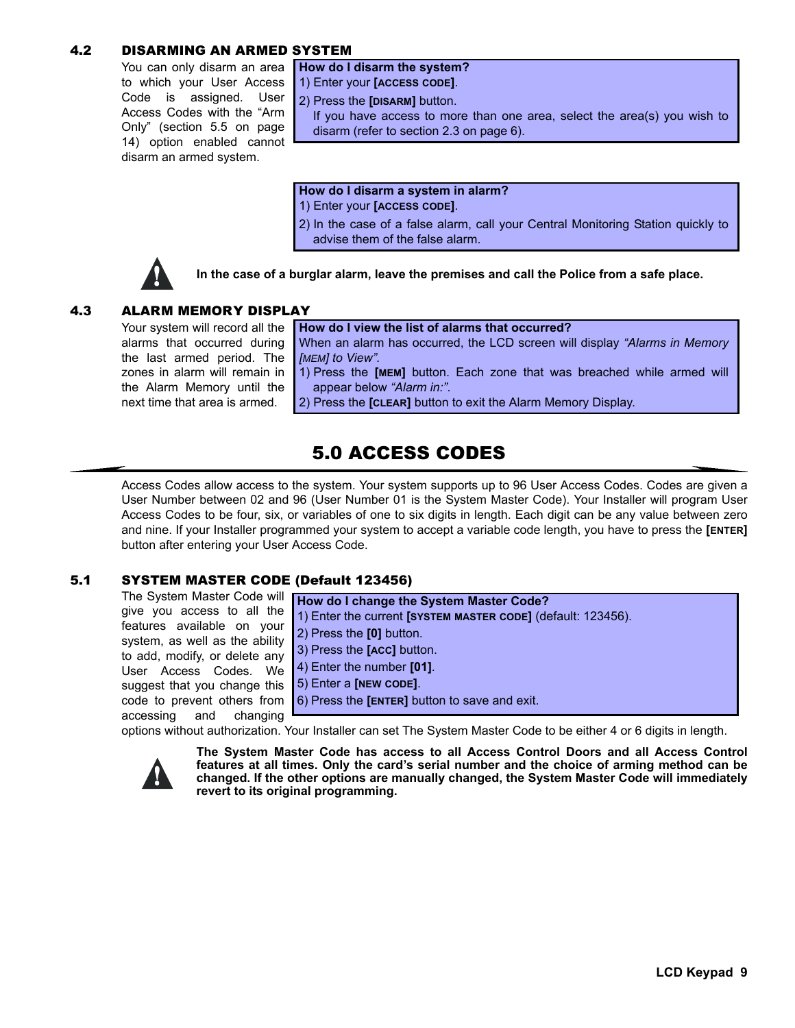## 4.2 DISARMING AN ARMED SYSTEM

You can only disarm an area to which your User Access Code is assigned. User Access Codes with the "Arm Only" (section 5.5 on page 14) option enabled cannot disarm an armed system.

**How do I disarm the system?**

1) Enter your **[ACCESS CODE]**.
2) Press the **[DISARM]** button.
   If you have access to more than one area, select the area(s) you wish to disarm (refer to section 2.3 on page 6).

**How do I disarm a system in alarm?**

1) Enter your **[ACCESS CODE]**.
2) In the case of a false alarm, call your Central Monitoring Station quickly to advise them of the false alarm.

**In the case of a burglar alarm, leave the premises and call the Police from a safe place.**

## 4.3 ALARM MEMORY DISPLAY

Your system will record all the alarms that occurred during the last armed period. The zones in alarm will remain in the Alarm Memory until the next time that area is armed.

**How do I view the list of alarms that occurred?**

When an alarm has occurred, the LCD screen will display *"Alarms in Memory [MEM] to View".*

1) Press the **[MEM]** button. Each zone that was breached while armed will appear below *"Alarm in:".*
2) Press the **[CLEAR]** button to exit the Alarm Memory Display.

# 5.0 ACCESS CODES

Access Codes allow access to the system. Your system supports up to 96 User Access Codes. Codes are given a User Number between 02 and 96 (User Number 01 is the System Master Code). Your Installer will program User Access Codes to be four, six, or variables of one to six digits in length. Each digit can be any value between zero and nine. If your Installer programmed your system to accept a variable code length, you have to press the **[ENTER]** button after entering your User Access Code.

## 5.1 SYSTEM MASTER CODE (Default 123456)

The System Master Code will give you access to all the features available on your system, as well as the ability to add, modify, or delete any User Access Codes. We suggest that you change this code to prevent others from accessing and changing options without authorization. Your Installer can set The System Master Code to be either 4 or 6 digits in length.

**How do I change the System Master Code?**

1) Enter the current **[SYSTEM MASTER CODE]** (default: 123456).
2) Press the **[0]** button.
3) Press the **[ACC]** button.
4) Enter the number **[01]**.
5) Enter a **[NEW CODE]**.
6) Press the **[ENTER]** button to save and exit.

**The System Master Code has access to all Access Control Doors and all Access Control features at all times. Only the card's serial number and the choice of arming method can be changed. If the other options are manually changed, the System Master Code will immediately revert to its original programming.**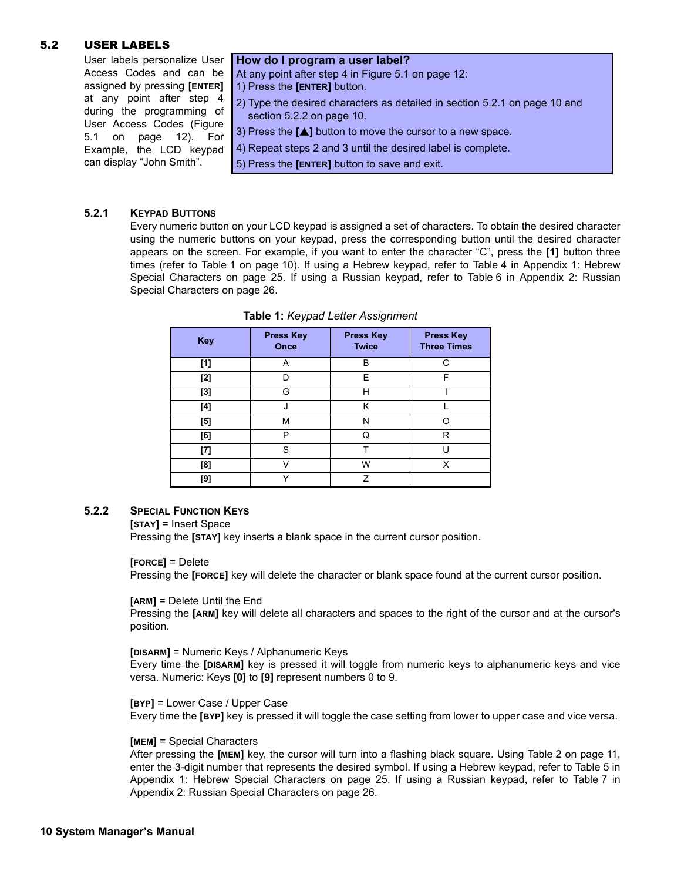## 5.2 USER LABELS

User labels personalize User Access Codes and can be assigned by pressing **[ENTER]** at any point after step 4 during the programming of User Access Codes (Figure 5.1 on page 12). For Example, the LCD keypad can display "John Smith".

**How do I program a user label?**

At any point after step 4 in Figure 5.1 on page 12:

1) Press the **[ENTER]** button.
2) Type the desired characters as detailed in section 5.2.1 on page 10 and section 5.2.2 on page 10.
3) Press the **[▲]** button to move the cursor to a new space.
4) Repeat steps 2 and 3 until the desired label is complete.
5) Press the **[ENTER]** button to save and exit.

### 5.2.1 KEYPAD BUTTONS

Every numeric button on your LCD keypad is assigned a set of characters. To obtain the desired character using the numeric buttons on your keypad, press the corresponding button until the desired character appears on the screen. For example, if you want to enter the character "C", press the **[1]** button three times (refer to Table 1 on page 10). If using a Hebrew keypad, refer to Table 4 in Appendix 1: Hebrew Special Characters on page 25. If using a Russian keypad, refer to Table 6 in Appendix 2: Russian Special Characters on page 26.

**Table 1:** *Keypad Letter Assignment*

| Key | Press Key Once | Press Key Twice | Press Key Three Times |
|---|---|---|---|
| **[1]** | A | B | C |
| **[2]** | D | E | F |
| **[3]** | G | H | I |
| **[4]** | J | K | L |
| **[5]** | M | N | O |
| **[6]** | P | Q | R |
| **[7]** | S | T | U |
| **[8]** | V | W | X |
| **[9]** | Y | Z | |

### 5.2.2 SPECIAL FUNCTION KEYS

**[STAY]** = Insert Space
Pressing the **[STAY]** key inserts a blank space in the current cursor position.

**[FORCE]** = Delete
Pressing the **[FORCE]** key will delete the character or blank space found at the current cursor position.

**[ARM]** = Delete Until the End
Pressing the **[ARM]** key will delete all characters and spaces to the right of the cursor and at the cursor's position.

**[DISARM]** = Numeric Keys / Alphanumeric Keys
Every time the **[DISARM]** key is pressed it will toggle from numeric keys to alphanumeric keys and vice versa. Numeric: Keys **[0]** to **[9]** represent numbers 0 to 9.

**[BYP]** = Lower Case / Upper Case
Every time the **[BYP]** key is pressed it will toggle the case setting from lower to upper case and vice versa.

**[MEM]** = Special Characters
After pressing the **[MEM]** key, the cursor will turn into a flashing black square. Using Table 2 on page 11, enter the 3-digit number that represents the desired symbol. If using a Hebrew keypad, refer to Table 5 in Appendix 1: Hebrew Special Characters on page 25. If using a Russian keypad, refer to Table 7 in Appendix 2: Russian Special Characters on page 26.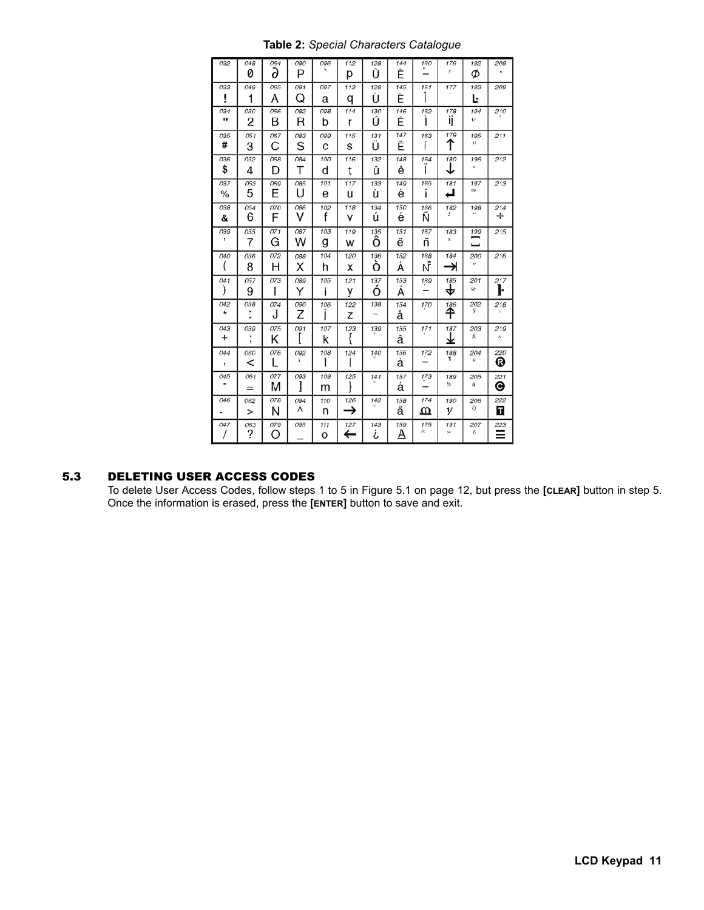**Table 2:** *Special Characters Catalogue*

| 032 | 048 0 | 064 ∂ | 080 P | 096 ` | 112 p | 128 Û | 144 Ê | 160 – | 176 | 192 Ø | 208 · |
|---|---|---|---|---|---|---|---|---|---|---|---|
| 033 ! | 049 1 | 065 A | 081 Q | 097 a | 113 q | 129 Ù | 145 È | 161 Î | 177 | 193 Ŀ | 209 |
| 034 " | 050 2 | 066 B | 082 R | 098 b | 114 r | 130 Ú | 146 É | 162 Ì | 178 ij | 194 | 210 |
| 035 # | 051 3 | 067 C | 083 S | 099 c | 115 s | 131 Ü | 147 Ë | 163 Í | 179 ↑ | 195 | 211 |
| 036 $ | 052 4 | 068 D | 084 T | 100 d | 116 t | 132 û | 148 ê | 164 Ï | 180 ↓ | 196 | 212 |
| 037 % | 053 5 | 069 E | 085 U | 101 e | 117 u | 133 ù | 149 è | 165 i | 181 ↵ | 197 | 213 |
| 038 & | 054 6 | 070 F | 086 V | 102 f | 118 v | 134 ú | 150 é | 166 Ñ | 182 | 198 | 214 ÷ |
| 039 ' | 055 7 | 071 G | 087 W | 103 g | 119 w | 135 ô | 151 ë | 167 ñ | 183 | 199 | 215 |
| 040 ( | 056 8 | 072 H | 088 X | 104 h | 120 x | 136 ò | 152 Å | 168 | 184 → | 200 | 216 |
| 041 ) | 057 9 | 073 I | 089 Y | 105 i | 121 y | 137 ó | 153 Ä | 169 – | 185 | 201 | 217 |
| 042 * | 058 : | 074 J | 090 Z | 106 j | 122 z | 138 – | 154 å | 170 | 186 | 202 | 218 |
| 043 + | 059 ; | 075 K | 091 [ | 107 k | 123 { | 139 | 155 â | 171 | 187 | 203 | 219 ^ |
| 044 , | 060 < | 076 L | 092 | 108 l | 124 \| | 140 | 156 à | 172 – | 188 | 204 | 220 ® |
| 045 - | 061 = | 077 M | 093 ] | 109 m | 125 } | 141 | 157 á | 173 – | 189 ½ | 205 | 221 © |
| 046 . | 062 > | 078 N | 094 ^ | 110 n | 126 → | 142 | 158 ä | 174 Ω | 190 | 206 | 222 |
| 047 / | 063 ? | 079 O | 095 _ | 111 o | 127 ← | 143 ¿ | 159 A | 175 | 191 ¼ | 207 | 223 ≡ |

## 5.3 DELETING USER ACCESS CODES

To delete User Access Codes, follow steps 1 to 5 in Figure 5.1 on page 12, but press the **[CLEAR]** button in step 5. Once the information is erased, press the **[ENTER]** button to save and exit.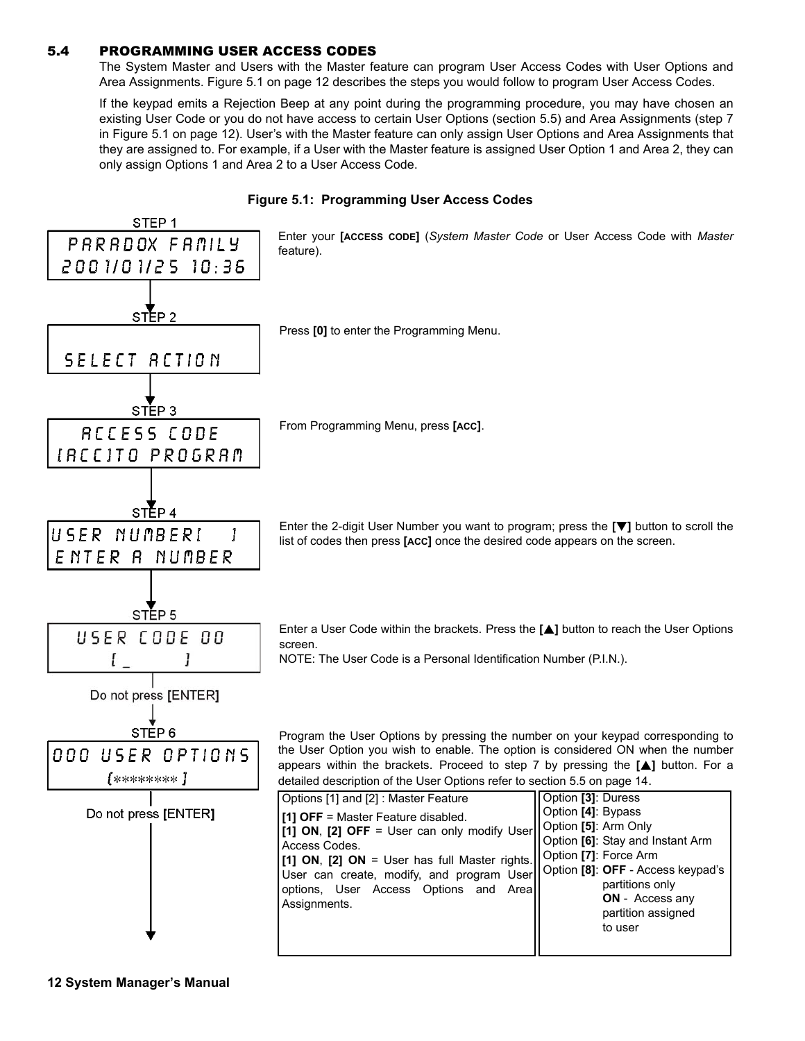## 5.4 PROGRAMMING USER ACCESS CODES

The System Master and Users with the Master feature can program User Access Codes with User Options and Area Assignments. Figure 5.1 on page 12 describes the steps you would follow to program User Access Codes.

If the keypad emits a Rejection Beep at any point during the programming procedure, you may have chosen an existing User Code or you do not have access to certain User Options (section 5.5) and Area Assignments (step 7 in Figure 5.1 on page 12). User's with the Master feature can only assign User Options and Area Assignments that they are assigned to. For example, if a User with the Master feature is assigned User Option 1 and Area 2, they can only assign Options 1 and Area 2 to a User Access Code.

**Figure 5.1: Programming User Access Codes**

**STEP 1**

Screen: `PARADOX FAMILY` / `2001/01/25 10:36`

Enter your **[ACCESS CODE]** (*System Master Code* or User Access Code with *Master* feature).

**STEP 2**

Screen: `SELECT ACTION`

Press **[0]** to enter the Programming Menu.

**STEP 3**

Screen: `ACCESS CODE` / `[ACC]TO PROGRAM`

From Programming Menu, press **[ACC]**.

**STEP 4**

Screen: `USER NUMBER[ 1]` / `ENTER A NUMBER`

Enter the 2-digit User Number you want to program; press the **[▼]** button to scroll the list of codes then press **[ACC]** once the desired code appears on the screen.

**STEP 5**

Screen: `USER CODE 00` / `[_ ]`

Do not press [ENTER]

Enter a User Code within the brackets. Press the **[▲]** button to reach the User Options screen.
NOTE: The User Code is a Personal Identification Number (P.I.N.).

**STEP 6**

Screen: `000 USER OPTIONS` / `[******** ]`

Do not press [ENTER]

Program the User Options by pressing the number on your keypad corresponding to the User Option you wish to enable. The option is considered ON when the number appears within the brackets. Proceed to step 7 by pressing the **[▲]** button. For a detailed description of the User Options refer to section 5.5 on page 14.

| Options [1] and [2] : Master Feature | |
|---|---|
| **[1] OFF** = Master Feature disabled.<br>**[1] ON**, **[2] OFF** = User can only modify User Access Codes.<br>**[1] ON**, **[2] ON** = User has full Master rights. User can create, modify, and program User options, User Access Options and Area Assignments. | Option **[3]**: Duress<br>Option **[4]**: Bypass<br>Option **[5]**: Arm Only<br>Option **[6]**: Stay and Instant Arm<br>Option **[7]**: Force Arm<br>Option **[8]**: **OFF** - Access keypad's partitions only<br>**ON** - Access any partition assigned to user |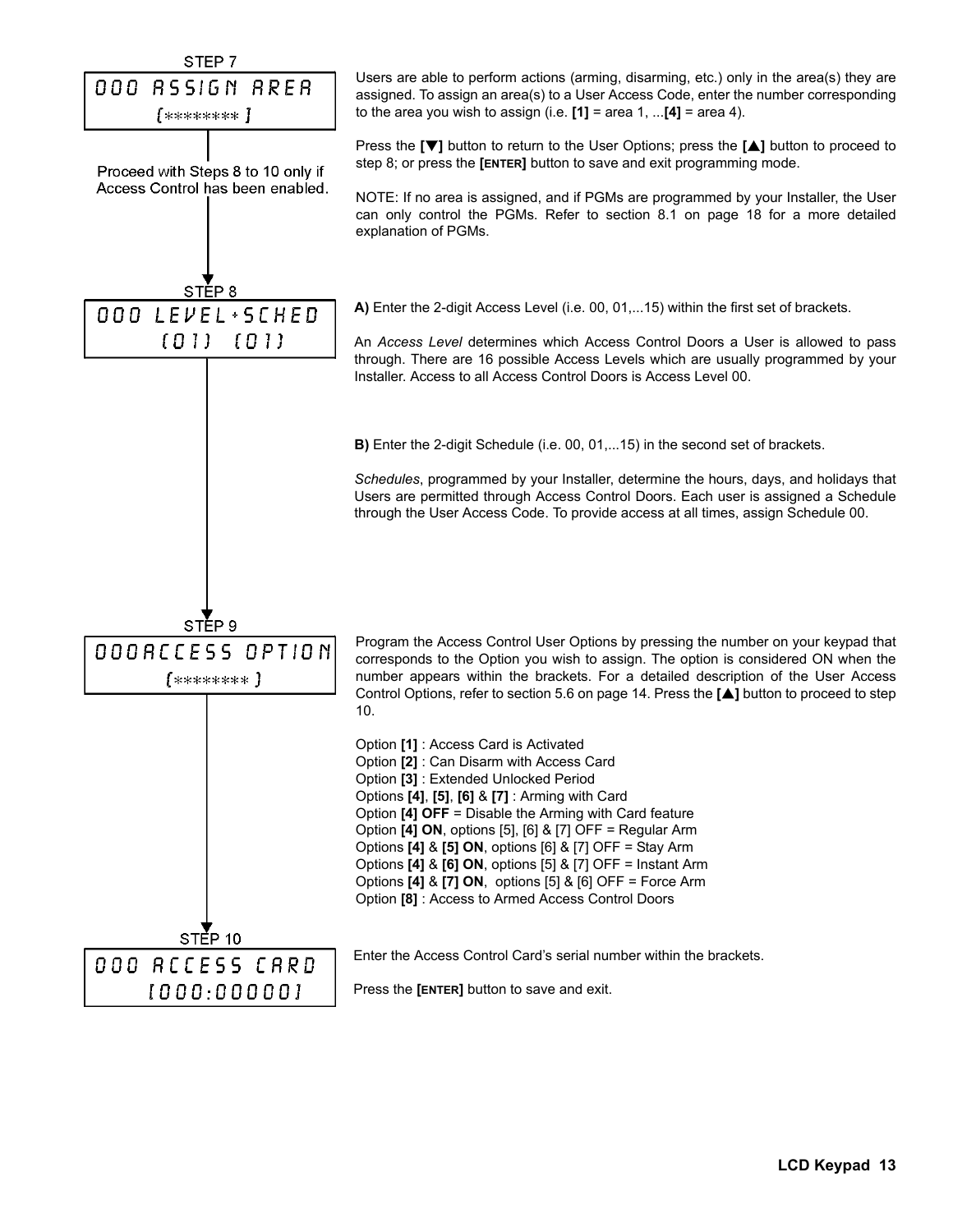**STEP 7**

```
000 ASSIGN AREA
  [******** ]
```

Users are able to perform actions (arming, disarming, etc.) only in the area(s) they are assigned. To assign an area(s) to a User Access Code, enter the number corresponding to the area you wish to assign (i.e. **[1]** = area 1, ...**[4]** = area 4).

Press the **[▼]** button to return to the User Options; press the **[▲]** button to proceed to step 8; or press the **[ENTER]** button to save and exit programming mode.

NOTE: If no area is assigned, and if PGMs are programmed by your Installer, the User can only control the PGMs. Refer to section 8.1 on page 18 for a more detailed explanation of PGMs.

Proceed with Steps 8 to 10 only if Access Control has been enabled.

**STEP 8**

```
000 LEVEL+SCHED
   (01)  (01)
```

**A)** Enter the 2-digit Access Level (i.e. 00, 01,...15) within the first set of brackets.

An *Access Level* determines which Access Control Doors a User is allowed to pass through. There are 16 possible Access Levels which are usually programmed by your Installer. Access to all Access Control Doors is Access Level 00.

**B)** Enter the 2-digit Schedule (i.e. 00, 01,...15) in the second set of brackets.

*Schedules*, programmed by your Installer, determine the hours, days, and holidays that Users are permitted through Access Control Doors. Each user is assigned a Schedule through the User Access Code. To provide access at all times, assign Schedule 00.

**STEP 9**

```
000ACCESS OPTION
  [******** ]
```

Program the Access Control User Options by pressing the number on your keypad that corresponds to the Option you wish to assign. The option is considered ON when the number appears within the brackets. For a detailed description of the User Access Control Options, refer to section 5.6 on page 14. Press the **[▲]** button to proceed to step 10.

Option **[1]** : Access Card is Activated
Option **[2]** : Can Disarm with Access Card
Option **[3]** : Extended Unlocked Period
Options **[4]**, **[5]**, **[6]** & **[7]** : Arming with Card
Option **[4] OFF** = Disable the Arming with Card feature
Option **[4] ON**, options [5], [6] & [7] OFF = Regular Arm
Options **[4]** & **[5] ON**, options [6] & [7] OFF = Stay Arm
Options **[4]** & **[6] ON**, options [5] & [7] OFF = Instant Arm
Options **[4]** & **[7] ON**, options [5] & [6] OFF = Force Arm
Option **[8]** : Access to Armed Access Control Doors

**STEP 10**

```
000 ACCESS CARD
  [000:00000]
```

Enter the Access Control Card's serial number within the brackets.

Press the **[ENTER]** button to save and exit.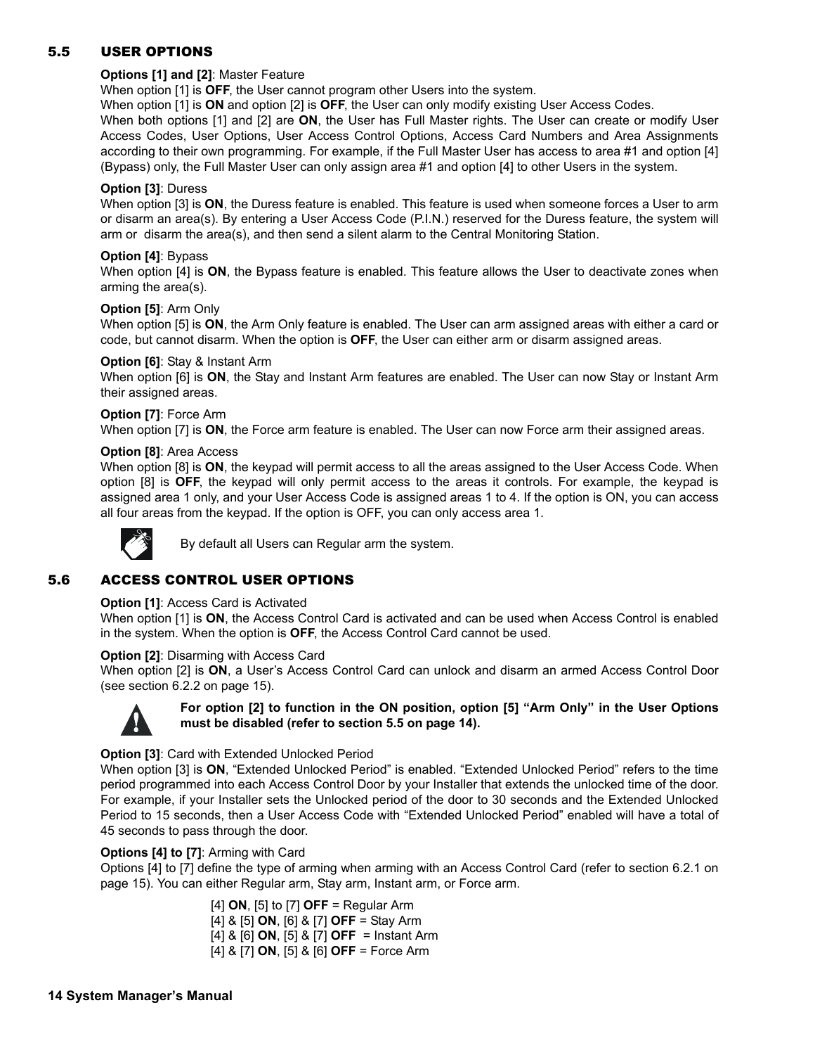## 5.5 USER OPTIONS

**Options [1] and [2]**: Master Feature

When option [1] is **OFF**, the User cannot program other Users into the system.

When option [1] is **ON** and option [2] is **OFF**, the User can only modify existing User Access Codes.

When both options [1] and [2] are **ON**, the User has Full Master rights. The User can create or modify User Access Codes, User Options, User Access Control Options, Access Card Numbers and Area Assignments according to their own programming. For example, if the Full Master User has access to area #1 and option [4] (Bypass) only, the Full Master User can only assign area #1 and option [4] to other Users in the system.

**Option [3]**: Duress

When option [3] is **ON**, the Duress feature is enabled. This feature is used when someone forces a User to arm or disarm an area(s). By entering a User Access Code (P.I.N.) reserved for the Duress feature, the system will arm or disarm the area(s), and then send a silent alarm to the Central Monitoring Station.

**Option [4]**: Bypass

When option [4] is **ON**, the Bypass feature is enabled. This feature allows the User to deactivate zones when arming the area(s).

**Option [5]**: Arm Only

When option [5] is **ON**, the Arm Only feature is enabled. The User can arm assigned areas with either a card or code, but cannot disarm. When the option is **OFF**, the User can either arm or disarm assigned areas.

**Option [6]**: Stay & Instant Arm

When option [6] is **ON**, the Stay and Instant Arm features are enabled. The User can now Stay or Instant Arm their assigned areas.

**Option [7]**: Force Arm

When option [7] is **ON**, the Force arm feature is enabled. The User can now Force arm their assigned areas.

**Option [8]**: Area Access

When option [8] is **ON**, the keypad will permit access to all the areas assigned to the User Access Code. When option [8] is **OFF**, the keypad will only permit access to the areas it controls. For example, the keypad is assigned area 1 only, and your User Access Code is assigned areas 1 to 4. If the option is ON, you can access all four areas from the keypad. If the option is OFF, you can only access area 1.

By default all Users can Regular arm the system.

## 5.6 ACCESS CONTROL USER OPTIONS

**Option [1]**: Access Card is Activated

When option [1] is **ON**, the Access Control Card is activated and can be used when Access Control is enabled in the system. When the option is **OFF**, the Access Control Card cannot be used.

**Option [2]**: Disarming with Access Card

When option [2] is **ON**, a User's Access Control Card can unlock and disarm an armed Access Control Door (see section 6.2.2 on page 15).

**For option [2] to function in the ON position, option [5] "Arm Only" in the User Options must be disabled (refer to section 5.5 on page 14).**

**Option [3]**: Card with Extended Unlocked Period

When option [3] is **ON**, "Extended Unlocked Period" is enabled. "Extended Unlocked Period" refers to the time period programmed into each Access Control Door by your Installer that extends the unlocked time of the door. For example, if your Installer sets the Unlocked period of the door to 30 seconds and the Extended Unlocked Period to 15 seconds, then a User Access Code with "Extended Unlocked Period" enabled will have a total of 45 seconds to pass through the door.

**Options [4] to [7]**: Arming with Card

Options [4] to [7] define the type of arming when arming with an Access Control Card (refer to section 6.2.1 on page 15). You can either Regular arm, Stay arm, Instant arm, or Force arm.

[4] **ON**, [5] to [7] **OFF** = Regular Arm
[4] & [5] **ON**, [6] & [7] **OFF** = Stay Arm
[4] & [6] **ON**, [5] & [7] **OFF** = Instant Arm
[4] & [7] **ON**, [5] & [6] **OFF** = Force Arm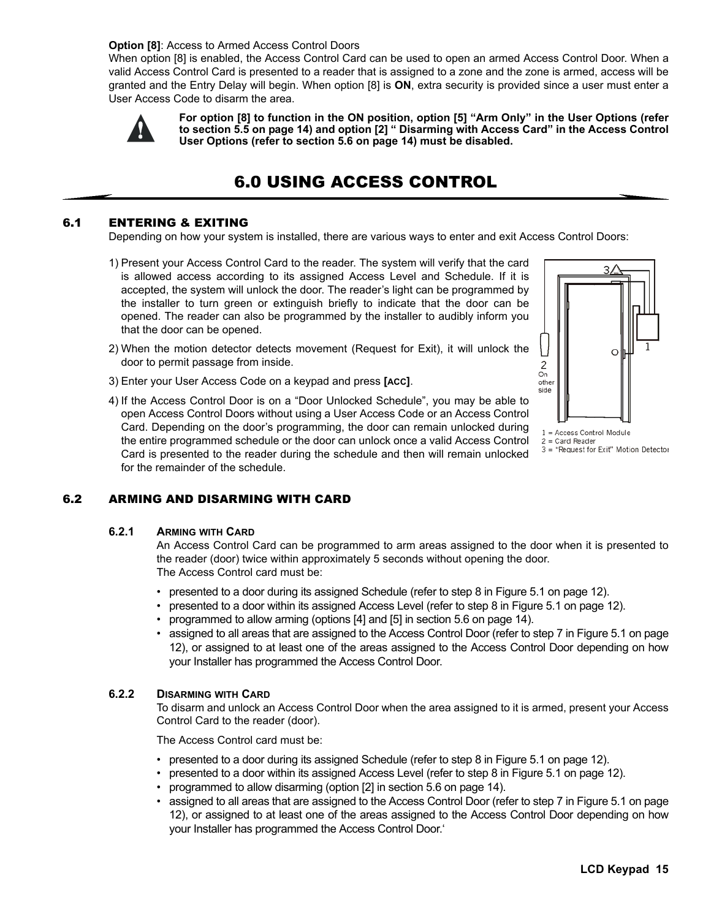**Option [8]**: Access to Armed Access Control Doors

When option [8] is enabled, the Access Control Card can be used to open an armed Access Control Door. When a valid Access Control Card is presented to a reader that is assigned to a zone and the zone is armed, access will be granted and the Entry Delay will begin. When option [8] is **ON**, extra security is provided since a user must enter a User Access Code to disarm the area.

**For option [8] to function in the ON position, option [5] "Arm Only" in the User Options (refer to section 5.5 on page 14) and option [2] " Disarming with Access Card" in the Access Control User Options (refer to section 5.6 on page 14) must be disabled.**

# 6.0 USING ACCESS CONTROL

## 6.1 ENTERING & EXITING

Depending on how your system is installed, there are various ways to enter and exit Access Control Doors:

1) Present your Access Control Card to the reader. The system will verify that the card is allowed access according to its assigned Access Level and Schedule. If it is accepted, the system will unlock the door. The reader's light can be programmed by the installer to turn green or extinguish briefly to indicate that the door can be opened. The reader can also be programmed by the installer to audibly inform you that the door can be opened.
2) When the motion detector detects movement (Request for Exit), it will unlock the door to permit passage from inside.
3) Enter your User Access Code on a keypad and press **[ACC]**.
4) If the Access Control Door is on a "Door Unlocked Schedule", you may be able to open Access Control Doors without using a User Access Code or an Access Control Card. Depending on the door's programming, the door can remain unlocked during the entire programmed schedule or the door can unlock once a valid Access Control Card is presented to the reader during the schedule and then will remain unlocked for the remainder of the schedule.

2 On other side

1 = Access Control Module
2 = Card Reader
3 = "Request for Exit" Motion Detector

## 6.2 ARMING AND DISARMING WITH CARD

### 6.2.1 Arming with Card

An Access Control Card can be programmed to arm areas assigned to the door when it is presented to the reader (door) twice within approximately 5 seconds without opening the door.

The Access Control card must be:

- presented to a door during its assigned Schedule (refer to step 8 in Figure 5.1 on page 12).
- presented to a door within its assigned Access Level (refer to step 8 in Figure 5.1 on page 12).
- programmed to allow arming (options [4] and [5] in section 5.6 on page 14).
- assigned to all areas that are assigned to the Access Control Door (refer to step 7 in Figure 5.1 on page 12), or assigned to at least one of the areas assigned to the Access Control Door depending on how your Installer has programmed the Access Control Door.

### 6.2.2 Disarming with Card

To disarm and unlock an Access Control Door when the area assigned to it is armed, present your Access Control Card to the reader (door).

The Access Control card must be:

- presented to a door during its assigned Schedule (refer to step 8 in Figure 5.1 on page 12).
- presented to a door within its assigned Access Level (refer to step 8 in Figure 5.1 on page 12).
- programmed to allow disarming (option [2] in section 5.6 on page 14).
- assigned to all areas that are assigned to the Access Control Door (refer to step 7 in Figure 5.1 on page 12), or assigned to at least one of the areas assigned to the Access Control Door depending on how your Installer has programmed the Access Control Door.'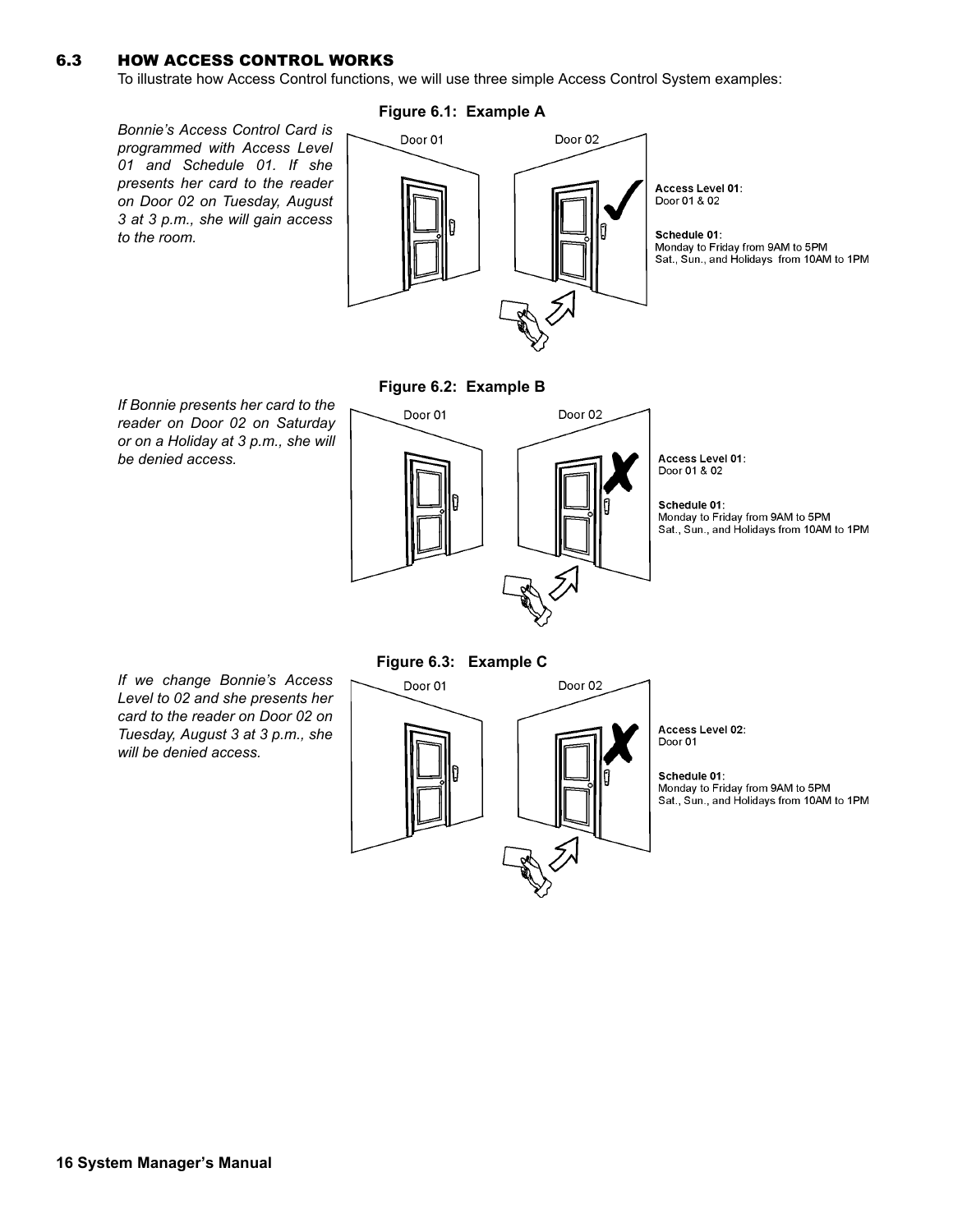## 6.3 HOW ACCESS CONTROL WORKS

To illustrate how Access Control functions, we will use three simple Access Control System examples:

**Figure 6.1: Example A**

*Bonnie's Access Control Card is programmed with Access Level 01 and Schedule 01. If she presents her card to the reader on Door 02 on Tuesday, August 3 at 3 p.m., she will gain access to the room.*

Door 01 Door 02

**Access Level 01**:
Door 01 & 02

**Schedule 01**:
Monday to Friday from 9AM to 5PM
Sat., Sun., and Holidays from 10AM to 1PM

**Figure 6.2: Example B**

*If Bonnie presents her card to the reader on Door 02 on Saturday or on a Holiday at 3 p.m., she will be denied access.*

Door 01 Door 02

**Access Level 01**:
Door 01 & 02

**Schedule 01**:
Monday to Friday from 9AM to 5PM
Sat., Sun., and Holidays from 10AM to 1PM

**Figure 6.3: Example C**

*If we change Bonnie's Access Level to 02 and she presents her card to the reader on Door 02 on Tuesday, August 3 at 3 p.m., she will be denied access.*

Door 01 Door 02

**Access Level 02**:
Door 01

**Schedule 01**:
Monday to Friday from 9AM to 5PM
Sat., Sun., and Holidays from 10AM to 1PM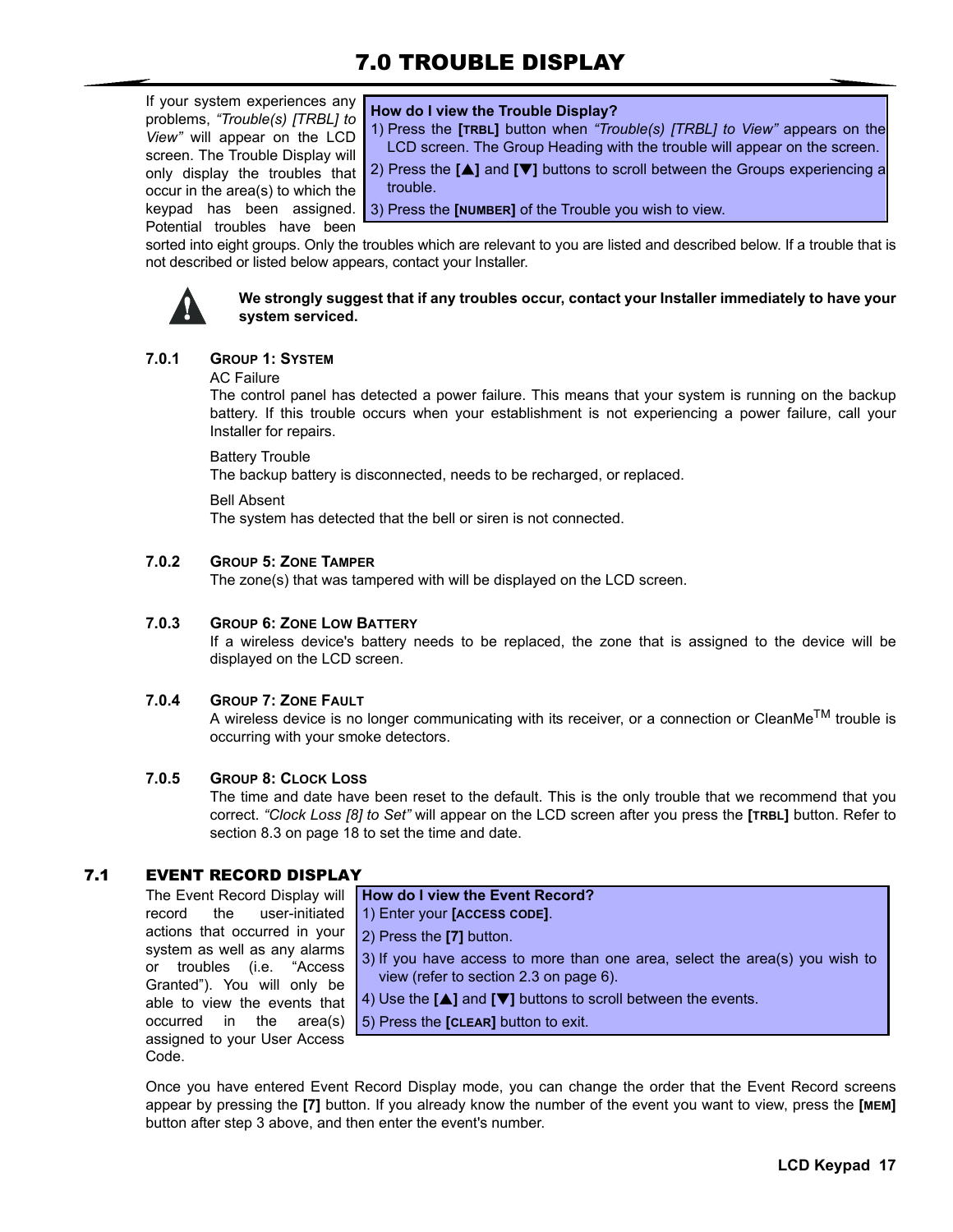# 7.0 TROUBLE DISPLAY

If your system experiences any problems, *"Trouble(s) [TRBL] to View"* will appear on the LCD screen. The Trouble Display will only display the troubles that occur in the area(s) to which the keypad has been assigned. Potential troubles have been sorted into eight groups. Only the troubles which are relevant to you are listed and described below. If a trouble that is not described or listed below appears, contact your Installer.

> **How do I view the Trouble Display?**
> 1) Press the **[TRBL]** button when *"Trouble(s) [TRBL] to View"* appears on the LCD screen. The Group Heading with the trouble will appear on the screen.
> 2) Press the **[▲]** and **[▼]** buttons to scroll between the Groups experiencing a trouble.
> 3) Press the **[NUMBER]** of the Trouble you wish to view.

**We strongly suggest that if any troubles occur, contact your Installer immediately to have your system serviced.**

### 7.0.1 GROUP 1: SYSTEM

AC Failure
The control panel has detected a power failure. This means that your system is running on the backup battery. If this trouble occurs when your establishment is not experiencing a power failure, call your Installer for repairs.

Battery Trouble
The backup battery is disconnected, needs to be recharged, or replaced.

Bell Absent
The system has detected that the bell or siren is not connected.

### 7.0.2 GROUP 5: ZONE TAMPER

The zone(s) that was tampered with will be displayed on the LCD screen.

### 7.0.3 GROUP 6: ZONE LOW BATTERY

If a wireless device's battery needs to be replaced, the zone that is assigned to the device will be displayed on the LCD screen.

### 7.0.4 GROUP 7: ZONE FAULT

A wireless device is no longer communicating with its receiver, or a connection or CleanMe™ trouble is occurring with your smoke detectors.

### 7.0.5 GROUP 8: CLOCK LOSS

The time and date have been reset to the default. This is the only trouble that we recommend that you correct. *"Clock Loss [8] to Set"* will appear on the LCD screen after you press the **[TRBL]** button. Refer to section 8.3 on page 18 to set the time and date.

## 7.1 EVENT RECORD DISPLAY

The Event Record Display will record the user-initiated actions that occurred in your system as well as any alarms or troubles (i.e. "Access Granted"). You will only be able to view the events that occurred in the area(s) assigned to your User Access Code.

> **How do I view the Event Record?**
> 1) Enter your **[ACCESS CODE]**.
> 2) Press the **[7]** button.
> 3) If you have access to more than one area, select the area(s) you wish to view (refer to section 2.3 on page 6).
> 4) Use the **[▲]** and **[▼]** buttons to scroll between the events.
> 5) Press the **[CLEAR]** button to exit.

Once you have entered Event Record Display mode, you can change the order that the Event Record screens appear by pressing the **[7]** button. If you already know the number of the event you want to view, press the **[MEM]** button after step 3 above, and then enter the event's number.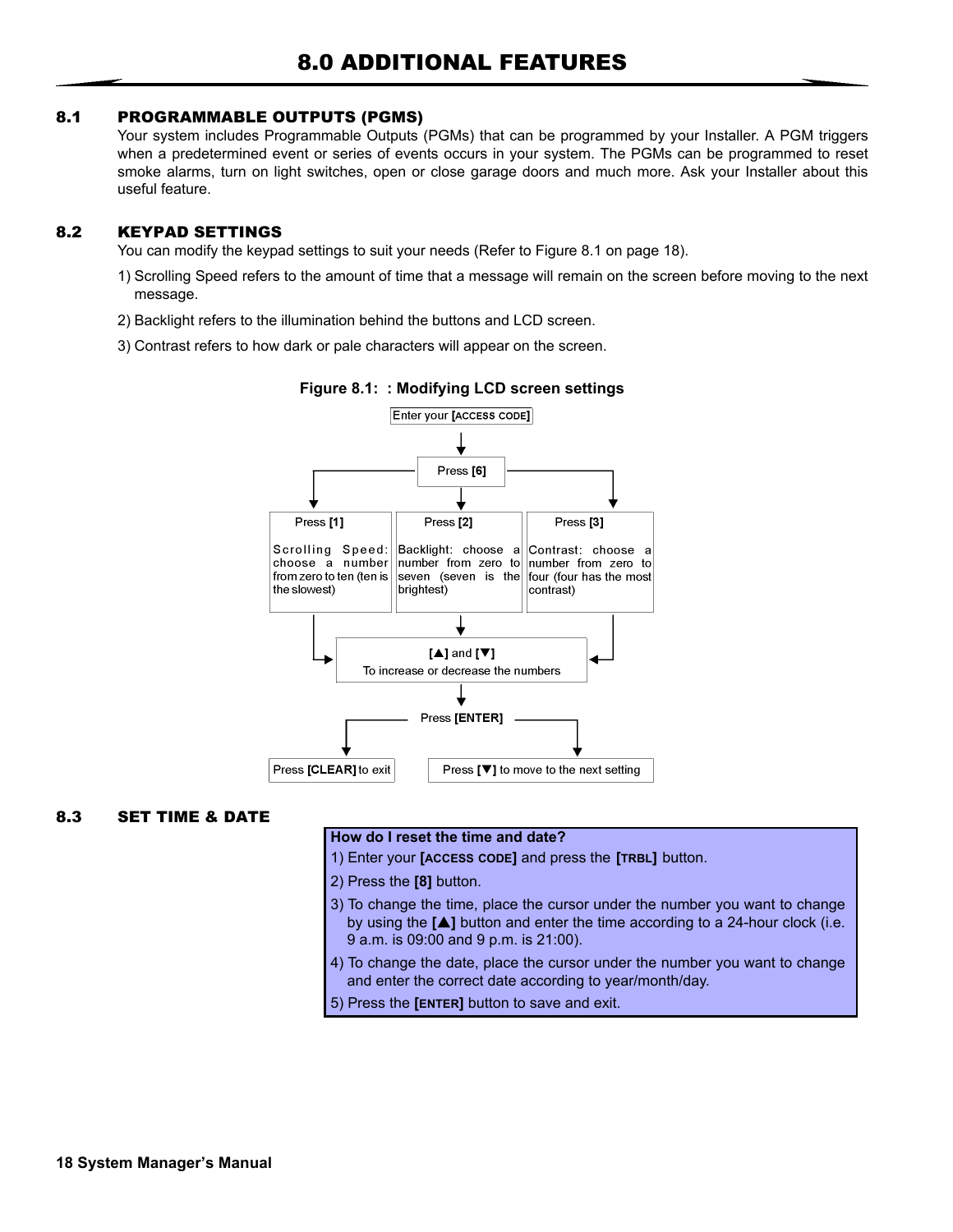# 8.0 ADDITIONAL FEATURES

## 8.1 PROGRAMMABLE OUTPUTS (PGMS)

Your system includes Programmable Outputs (PGMs) that can be programmed by your Installer. A PGM triggers when a predetermined event or series of events occurs in your system. The PGMs can be programmed to reset smoke alarms, turn on light switches, open or close garage doors and much more. Ask your Installer about this useful feature.

## 8.2 KEYPAD SETTINGS

You can modify the keypad settings to suit your needs (Refer to Figure 8.1 on page 18).

1) Scrolling Speed refers to the amount of time that a message will remain on the screen before moving to the next message.

2) Backlight refers to the illumination behind the buttons and LCD screen.

3) Contrast refers to how dark or pale characters will appear on the screen.

**Figure 8.1: : Modifying LCD screen settings**

Enter your **[ACCESS CODE]**

↓

Press **[6]**

- Press **[1]** — Scrolling Speed: choose a number from zero to ten (ten is the slowest)
- Press **[2]** — Backlight: choose a number from zero to seven (seven is the brightest)
- Press **[3]** — Contrast: choose a number from zero to four (four has the most contrast)

↓

**[▲]** and **[▼]** To increase or decrease the numbers

↓

Press **[ENTER]**

- Press **[CLEAR]** to exit
- Press **[▼]** to move to the next setting

## 8.3 SET TIME & DATE

**How do I reset the time and date?**

1) Enter your **[ACCESS CODE]** and press the **[TRBL]** button.

2) Press the **[8]** button.

3) To change the time, place the cursor under the number you want to change by using the **[▲]** button and enter the time according to a 24-hour clock (i.e. 9 a.m. is 09:00 and 9 p.m. is 21:00).

4) To change the date, place the cursor under the number you want to change and enter the correct date according to year/month/day.

5) Press the **[ENTER]** button to save and exit.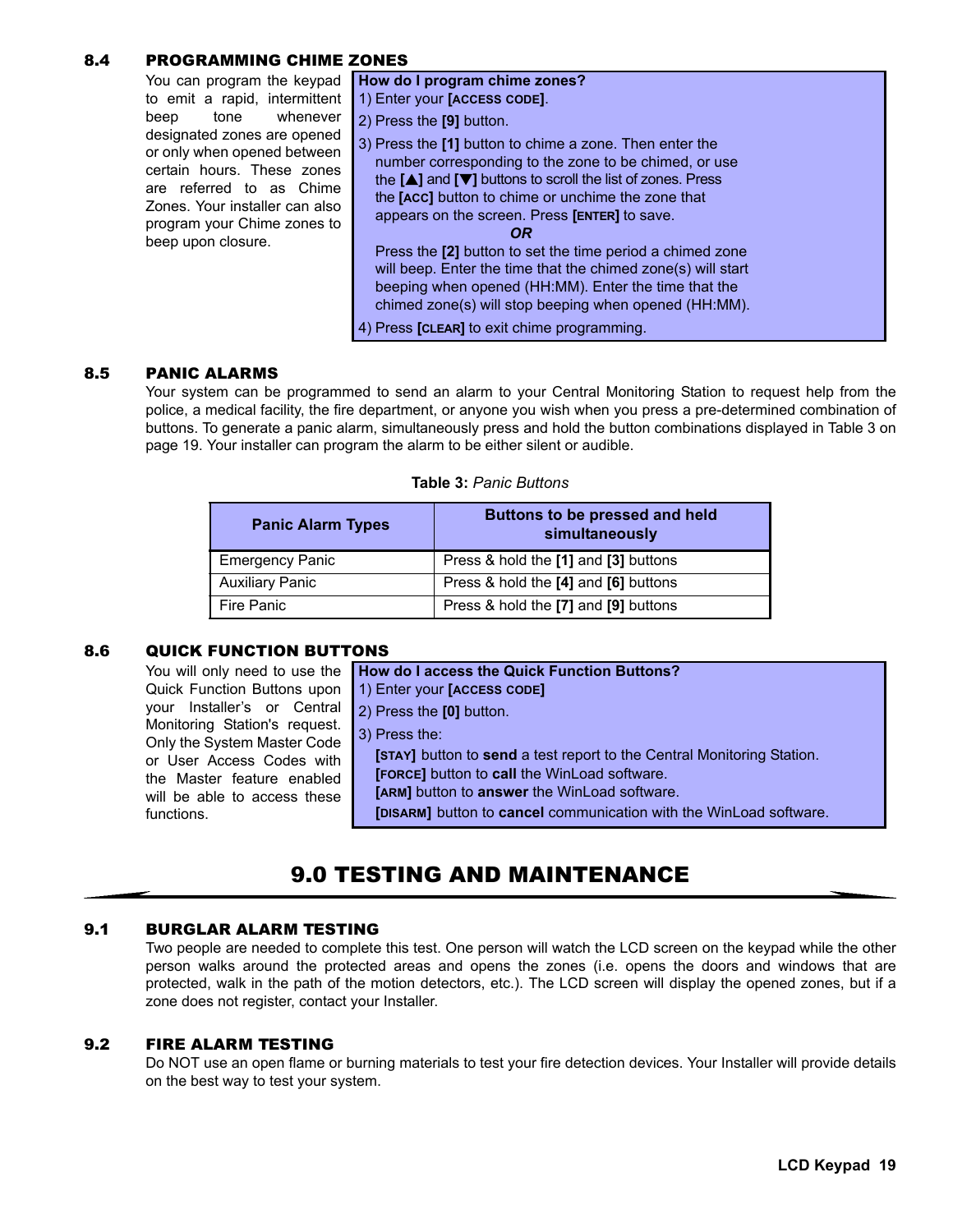### 8.4 PROGRAMMING CHIME ZONES

You can program the keypad to emit a rapid, intermittent beep tone whenever designated zones are opened or only when opened between certain hours. These zones are referred to as Chime Zones. Your installer can also program your Chime zones to beep upon closure.

**How do I program chime zones?**

1) Enter your **[ACCESS CODE]**.

2) Press the **[9]** button.

3) Press the **[1]** button to chime a zone. Then enter the number corresponding to the zone to be chimed, or use the **[▲]** and **[▼]** buttons to scroll the list of zones. Press the **[ACC]** button to chime or unchime the zone that appears on the screen. Press **[ENTER]** to save.

***OR***

Press the **[2]** button to set the time period a chimed zone will beep. Enter the time that the chimed zone(s) will start beeping when opened (HH:MM). Enter the time that the chimed zone(s) will stop beeping when opened (HH:MM).

4) Press **[CLEAR]** to exit chime programming.

### 8.5 PANIC ALARMS

Your system can be programmed to send an alarm to your Central Monitoring Station to request help from the police, a medical facility, the fire department, or anyone you wish when you press a pre-determined combination of buttons. To generate a panic alarm, simultaneously press and hold the button combinations displayed in Table 3 on page 19. Your installer can program the alarm to be either silent or audible.

**Table 3:** *Panic Buttons*

| Panic Alarm Types | Buttons to be pressed and held simultaneously |
|---|---|
| Emergency Panic | Press & hold the **[1]** and **[3]** buttons |
| Auxiliary Panic | Press & hold the **[4]** and **[6]** buttons |
| Fire Panic | Press & hold the **[7]** and **[9]** buttons |

### 8.6 QUICK FUNCTION BUTTONS

You will only need to use the Quick Function Buttons upon your Installer's or Central Monitoring Station's request. Only the System Master Code or User Access Codes with the Master feature enabled will be able to access these functions.

**How do I access the Quick Function Buttons?**

1) Enter your **[ACCESS CODE]**

2) Press the **[0]** button.

3) Press the:

**[STAY]** button to **send** a test report to the Central Monitoring Station.
**[FORCE]** button to **call** the WinLoad software.
**[ARM]** button to **answer** the WinLoad software.
**[DISARM]** button to **cancel** communication with the WinLoad software.

## 9.0 TESTING AND MAINTENANCE

### 9.1 BURGLAR ALARM TESTING

Two people are needed to complete this test. One person will watch the LCD screen on the keypad while the other person walks around the protected areas and opens the zones (i.e. opens the doors and windows that are protected, walk in the path of the motion detectors, etc.). The LCD screen will display the opened zones, but if a zone does not register, contact your Installer.

### 9.2 FIRE ALARM TESTING

Do NOT use an open flame or burning materials to test your fire detection devices. Your Installer will provide details on the best way to test your system.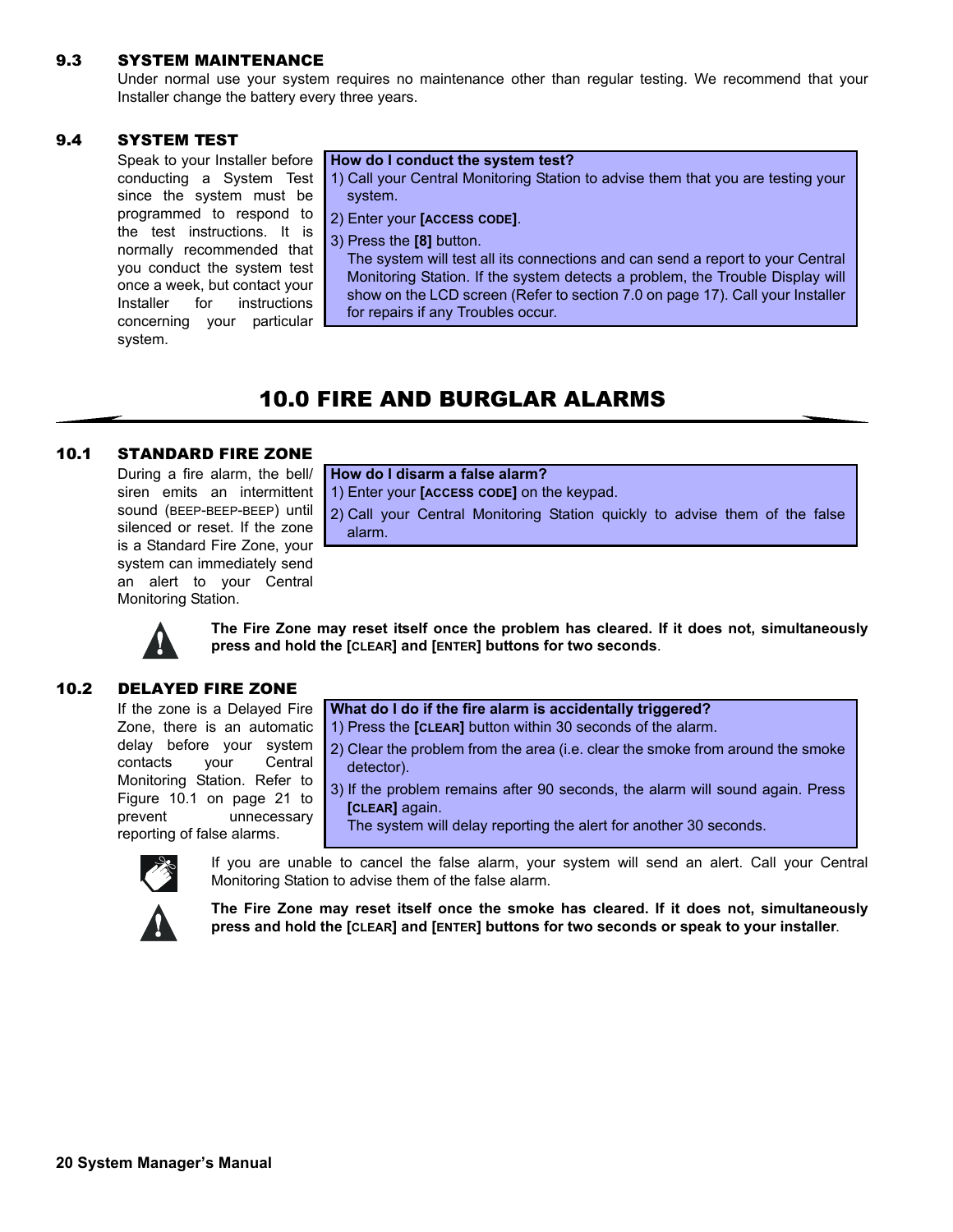## 9.3 SYSTEM MAINTENANCE

Under normal use your system requires no maintenance other than regular testing. We recommend that your Installer change the battery every three years.

## 9.4 SYSTEM TEST

Speak to your Installer before conducting a System Test since the system must be programmed to respond to the test instructions. It is normally recommended that you conduct the system test once a week, but contact your Installer for instructions concerning your particular system.

**How do I conduct the system test?**

1) Call your Central Monitoring Station to advise them that you are testing your system.
2) Enter your **[ACCESS CODE]**.
3) Press the **[8]** button.
   The system will test all its connections and can send a report to your Central Monitoring Station. If the system detects a problem, the Trouble Display will show on the LCD screen (Refer to section 7.0 on page 17). Call your Installer for repairs if any Troubles occur.

# 10.0 FIRE AND BURGLAR ALARMS

## 10.1 STANDARD FIRE ZONE

During a fire alarm, the bell/ siren emits an intermittent sound (BEEP-BEEP-BEEP) until silenced or reset. If the zone is a Standard Fire Zone, your system can immediately send an alert to your Central Monitoring Station.

**How do I disarm a false alarm?**

1) Enter your **[ACCESS CODE]** on the keypad.
2) Call your Central Monitoring Station quickly to advise them of the false alarm.

**The Fire Zone may reset itself once the problem has cleared. If it does not, simultaneously press and hold the [CLEAR] and [ENTER] buttons for two seconds**.

## 10.2 DELAYED FIRE ZONE

If the zone is a Delayed Fire Zone, there is an automatic delay before your system contacts your Central Monitoring Station. Refer to Figure 10.1 on page 21 to prevent unnecessary reporting of false alarms.

**What do I do if the fire alarm is accidentally triggered?**

1) Press the **[CLEAR]** button within 30 seconds of the alarm.
2) Clear the problem from the area (i.e. clear the smoke from around the smoke detector).
3) If the problem remains after 90 seconds, the alarm will sound again. Press **[CLEAR]** again.
   The system will delay reporting the alert for another 30 seconds.

If you are unable to cancel the false alarm, your system will send an alert. Call your Central Monitoring Station to advise them of the false alarm.

**The Fire Zone may reset itself once the smoke has cleared. If it does not, simultaneously press and hold the [CLEAR] and [ENTER] buttons for two seconds or speak to your installer**.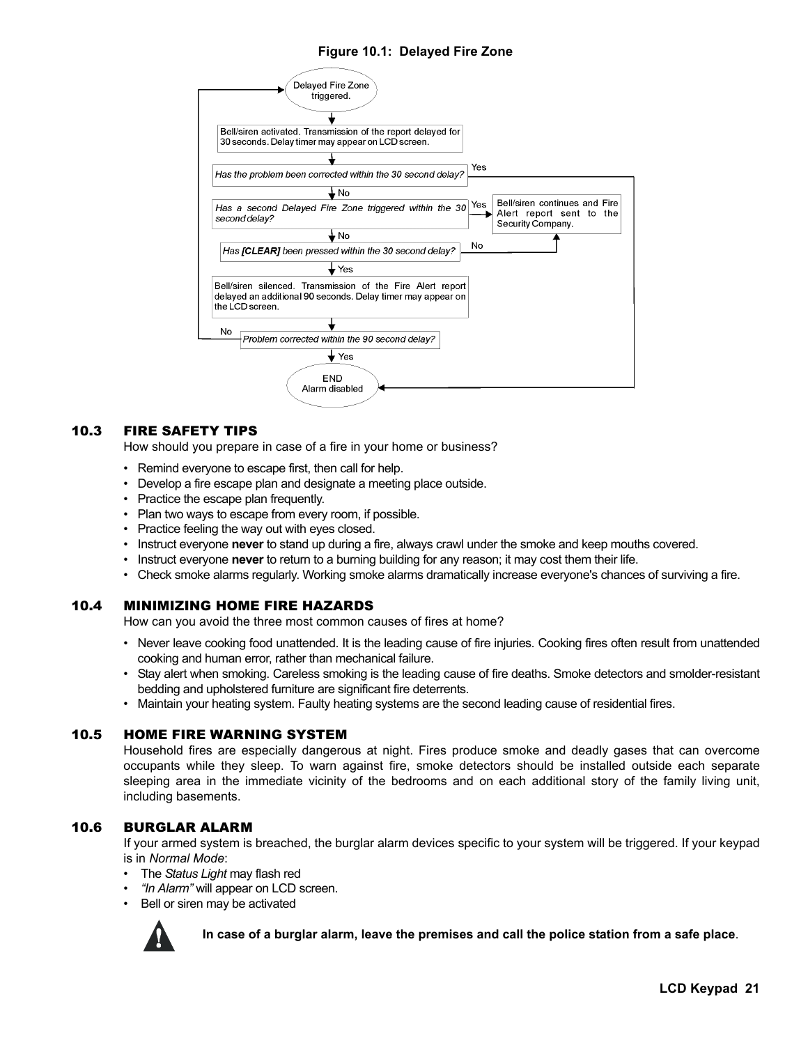**Figure 10.1: Delayed Fire Zone**

Delayed Fire Zone triggered.

Bell/siren activated. Transmission of the report delayed for 30 seconds. Delay timer may appear on LCD screen.

*Has the problem been corrected within the 30 second delay?* — Yes → END Alarm disabled; No ↓

*Has a second Delayed Fire Zone triggered within the 30 second delay?* — Yes → Bell/siren continues and Fire Alert report sent to the Security Company.; No ↓

*Has **[CLEAR]** been pressed within the 30 second delay?* — No → Bell/siren continues and Fire Alert report sent to the Security Company.; Yes ↓

Bell/siren silenced. Transmission of the Fire Alert report delayed an additional 90 seconds. Delay timer may appear on the LCD screen.

*Problem corrected within the 90 second delay?* — No → Delayed Fire Zone triggered.; Yes ↓

END Alarm disabled

## 10.3 FIRE SAFETY TIPS

How should you prepare in case of a fire in your home or business?

- Remind everyone to escape first, then call for help.
- Develop a fire escape plan and designate a meeting place outside.
- Practice the escape plan frequently.
- Plan two ways to escape from every room, if possible.
- Practice feeling the way out with eyes closed.
- Instruct everyone **never** to stand up during a fire, always crawl under the smoke and keep mouths covered.
- Instruct everyone **never** to return to a burning building for any reason; it may cost them their life.
- Check smoke alarms regularly. Working smoke alarms dramatically increase everyone's chances of surviving a fire.

## 10.4 MINIMIZING HOME FIRE HAZARDS

How can you avoid the three most common causes of fires at home?

- Never leave cooking food unattended. It is the leading cause of fire injuries. Cooking fires often result from unattended cooking and human error, rather than mechanical failure.
- Stay alert when smoking. Careless smoking is the leading cause of fire deaths. Smoke detectors and smolder-resistant bedding and upholstered furniture are significant fire deterrents.
- Maintain your heating system. Faulty heating systems are the second leading cause of residential fires.

## 10.5 HOME FIRE WARNING SYSTEM

Household fires are especially dangerous at night. Fires produce smoke and deadly gases that can overcome occupants while they sleep. To warn against fire, smoke detectors should be installed outside each separate sleeping area in the immediate vicinity of the bedrooms and on each additional story of the family living unit, including basements.

## 10.6 BURGLAR ALARM

If your armed system is breached, the burglar alarm devices specific to your system will be triggered. If your keypad is in *Normal Mode*:

- The *Status Light* may flash red
- *"In Alarm"* will appear on LCD screen.
- Bell or siren may be activated

**In case of a burglar alarm, leave the premises and call the police station from a safe place**.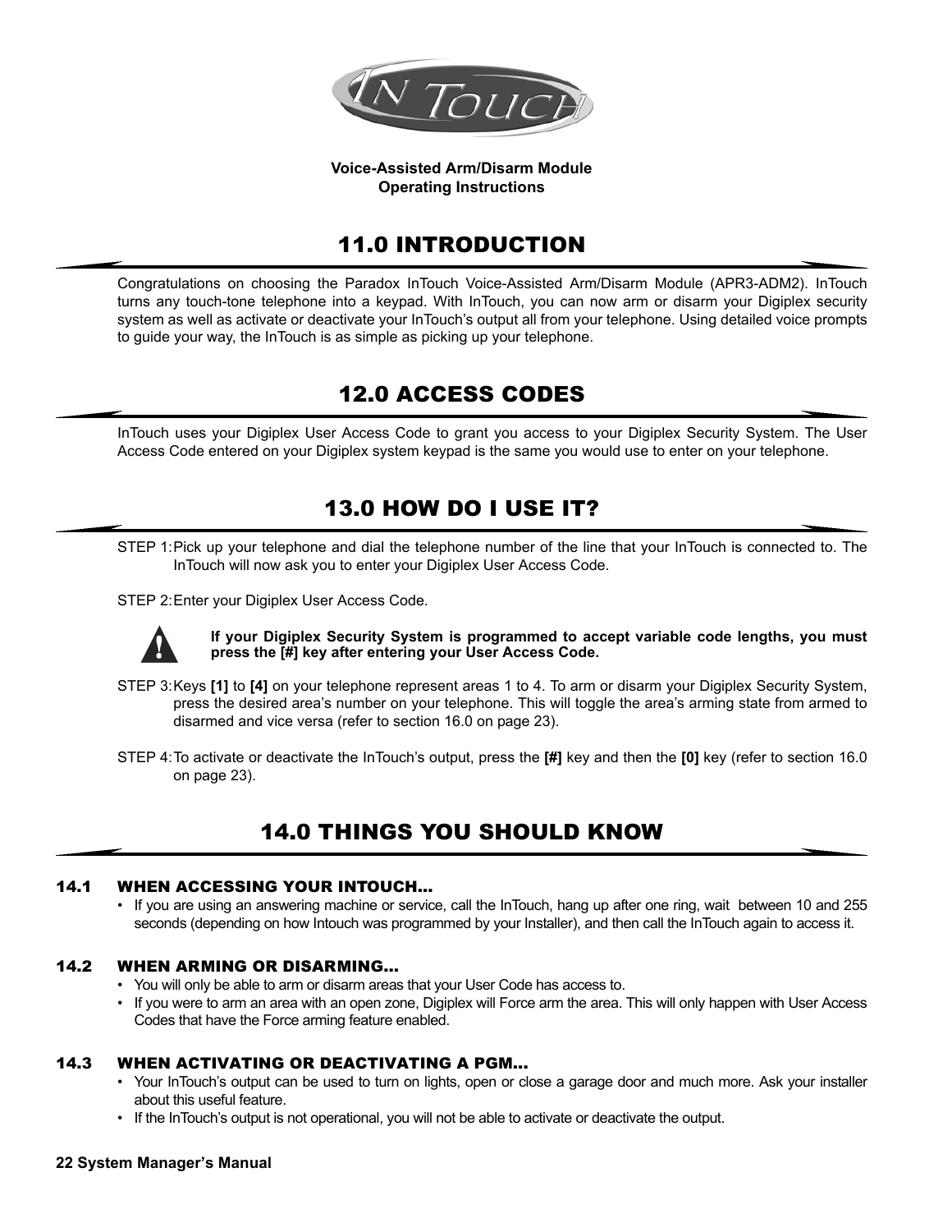**Voice-Assisted Arm/Disarm Module**
**Operating Instructions**

# 11.0 INTRODUCTION

Congratulations on choosing the Paradox InTouch Voice-Assisted Arm/Disarm Module (APR3-ADM2). InTouch turns any touch-tone telephone into a keypad. With InTouch, you can now arm or disarm your Digiplex security system as well as activate or deactivate your InTouch's output all from your telephone. Using detailed voice prompts to guide your way, the InTouch is as simple as picking up your telephone.

# 12.0 ACCESS CODES

InTouch uses your Digiplex User Access Code to grant you access to your Digiplex Security System. The User Access Code entered on your Digiplex system keypad is the same you would use to enter on your telephone.

# 13.0 HOW DO I USE IT?

STEP 1: Pick up your telephone and dial the telephone number of the line that your InTouch is connected to. The InTouch will now ask you to enter your Digiplex User Access Code.

STEP 2: Enter your Digiplex User Access Code.

**If your Digiplex Security System is programmed to accept variable code lengths, you must press the [#] key after entering your User Access Code.**

STEP 3: Keys **[1]** to **[4]** on your telephone represent areas 1 to 4. To arm or disarm your Digiplex Security System, press the desired area's number on your telephone. This will toggle the area's arming state from armed to disarmed and vice versa (refer to section 16.0 on page 23).

STEP 4: To activate or deactivate the InTouch's output, press the **[#]** key and then the **[0]** key (refer to section 16.0 on page 23).

# 14.0 THINGS YOU SHOULD KNOW

## 14.1 WHEN ACCESSING YOUR INTOUCH...

- If you are using an answering machine or service, call the InTouch, hang up after one ring, wait between 10 and 255 seconds (depending on how Intouch was programmed by your Installer), and then call the InTouch again to access it.

## 14.2 WHEN ARMING OR DISARMING...

- You will only be able to arm or disarm areas that your User Code has access to.
- If you were to arm an area with an open zone, Digiplex will Force arm the area. This will only happen with User Access Codes that have the Force arming feature enabled.

## 14.3 WHEN ACTIVATING OR DEACTIVATING A PGM...

- Your InTouch's output can be used to turn on lights, open or close a garage door and much more. Ask your installer about this useful feature.
- If the InTouch's output is not operational, you will not be able to activate or deactivate the output.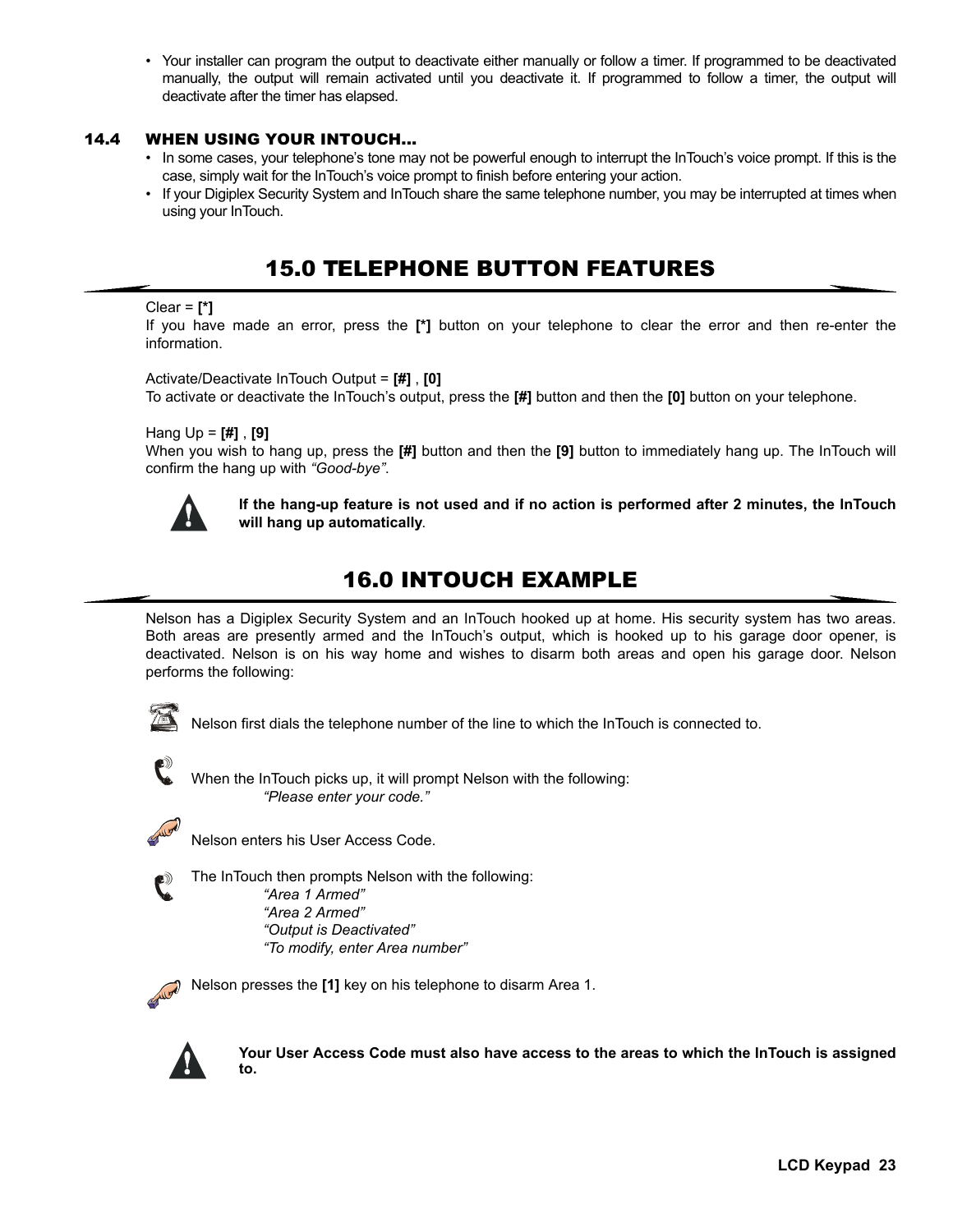- Your installer can program the output to deactivate either manually or follow a timer. If programmed to be deactivated manually, the output will remain activated until you deactivate it. If programmed to follow a timer, the output will deactivate after the timer has elapsed.

### 14.4 WHEN USING YOUR INTOUCH...

- In some cases, your telephone's tone may not be powerful enough to interrupt the InTouch's voice prompt. If this is the case, simply wait for the InTouch's voice prompt to finish before entering your action.
- If your Digiplex Security System and InTouch share the same telephone number, you may be interrupted at times when using your InTouch.

## 15.0 TELEPHONE BUTTON FEATURES

Clear = **[*]**
If you have made an error, press the **[*]** button on your telephone to clear the error and then re-enter the information.

Activate/Deactivate InTouch Output = **[#]** , **[0]**
To activate or deactivate the InTouch's output, press the **[#]** button and then the **[0]** button on your telephone.

Hang Up = **[#]** , **[9]**
When you wish to hang up, press the **[#]** button and then the **[9]** button to immediately hang up. The InTouch will confirm the hang up with *"Good-bye"*.

**If the hang-up feature is not used and if no action is performed after 2 minutes, the InTouch will hang up automatically**.

## 16.0 INTOUCH EXAMPLE

Nelson has a Digiplex Security System and an InTouch hooked up at home. His security system has two areas. Both areas are presently armed and the InTouch's output, which is hooked up to his garage door opener, is deactivated. Nelson is on his way home and wishes to disarm both areas and open his garage door. Nelson performs the following:

Nelson first dials the telephone number of the line to which the InTouch is connected to.

When the InTouch picks up, it will prompt Nelson with the following:
*"Please enter your code."*

Nelson enters his User Access Code.

The InTouch then prompts Nelson with the following:
*"Area 1 Armed"*
*"Area 2 Armed"*
*"Output is Deactivated"*
*"To modify, enter Area number"*

Nelson presses the **[1]** key on his telephone to disarm Area 1.

**Your User Access Code must also have access to the areas to which the InTouch is assigned to.**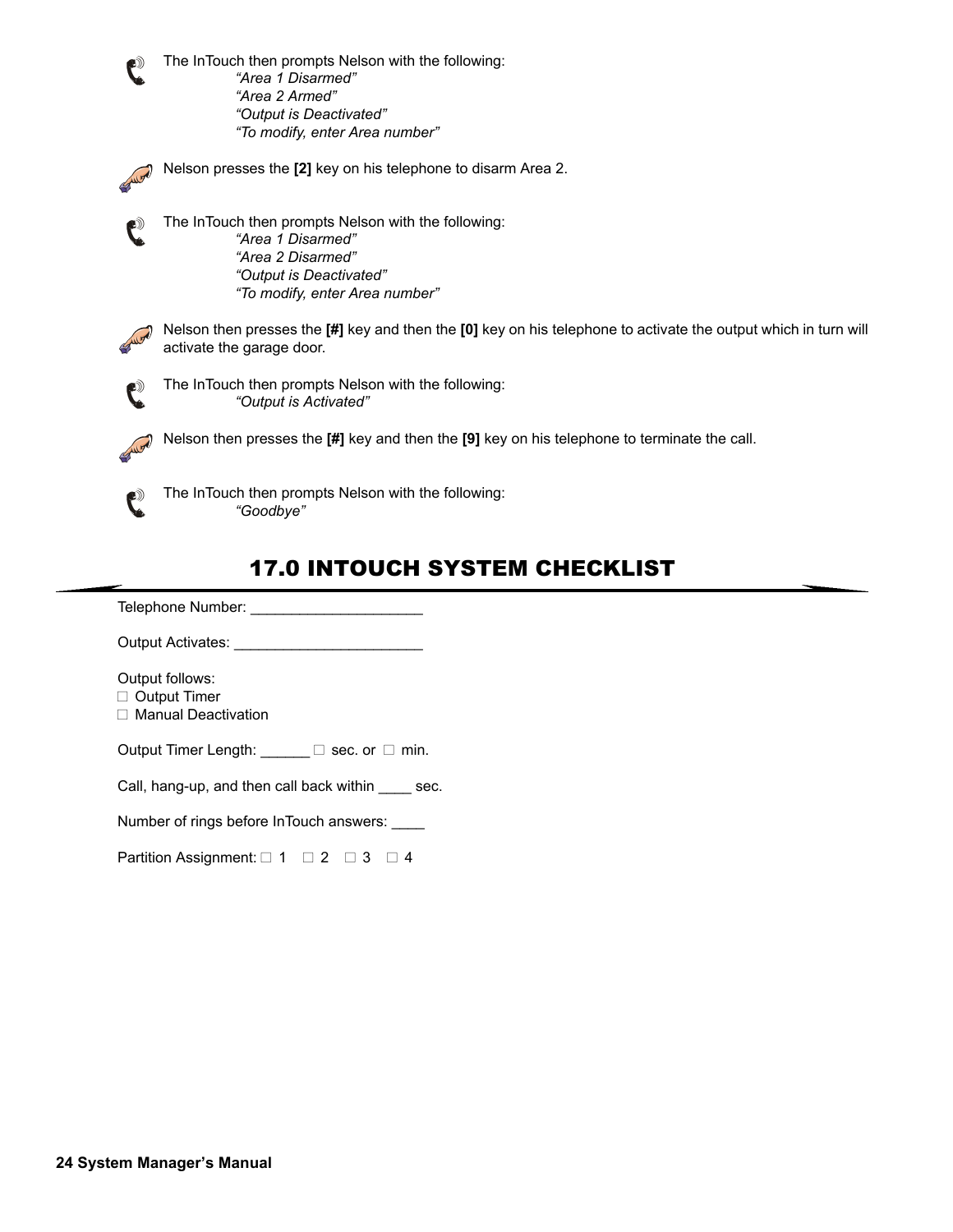The InTouch then prompts Nelson with the following:

*"Area 1 Disarmed"*
*"Area 2 Armed"*
*"Output is Deactivated"*
*"To modify, enter Area number"*

Nelson presses the **[2]** key on his telephone to disarm Area 2.

The InTouch then prompts Nelson with the following:

*"Area 1 Disarmed"*
*"Area 2 Disarmed"*
*"Output is Deactivated"*
*"To modify, enter Area number"*

Nelson then presses the **[#]** key and then the **[0]** key on his telephone to activate the output which in turn will activate the garage door.

The InTouch then prompts Nelson with the following:

*"Output is Activated"*

Nelson then presses the **[#]** key and then the **[9]** key on his telephone to terminate the call.

The InTouch then prompts Nelson with the following:

*"Goodbye"*

# 17.0 INTOUCH SYSTEM CHECKLIST

Telephone Number: ____________________

Output Activates: ______________________

Output follows:
☐ Output Timer
☐ Manual Deactivation

Output Timer Length: ______ ☐ sec. or ☐ min.

Call, hang-up, and then call back within ____ sec.

Number of rings before InTouch answers: ____

Partition Assignment: ☐ 1 ☐ 2 ☐ 3 ☐ 4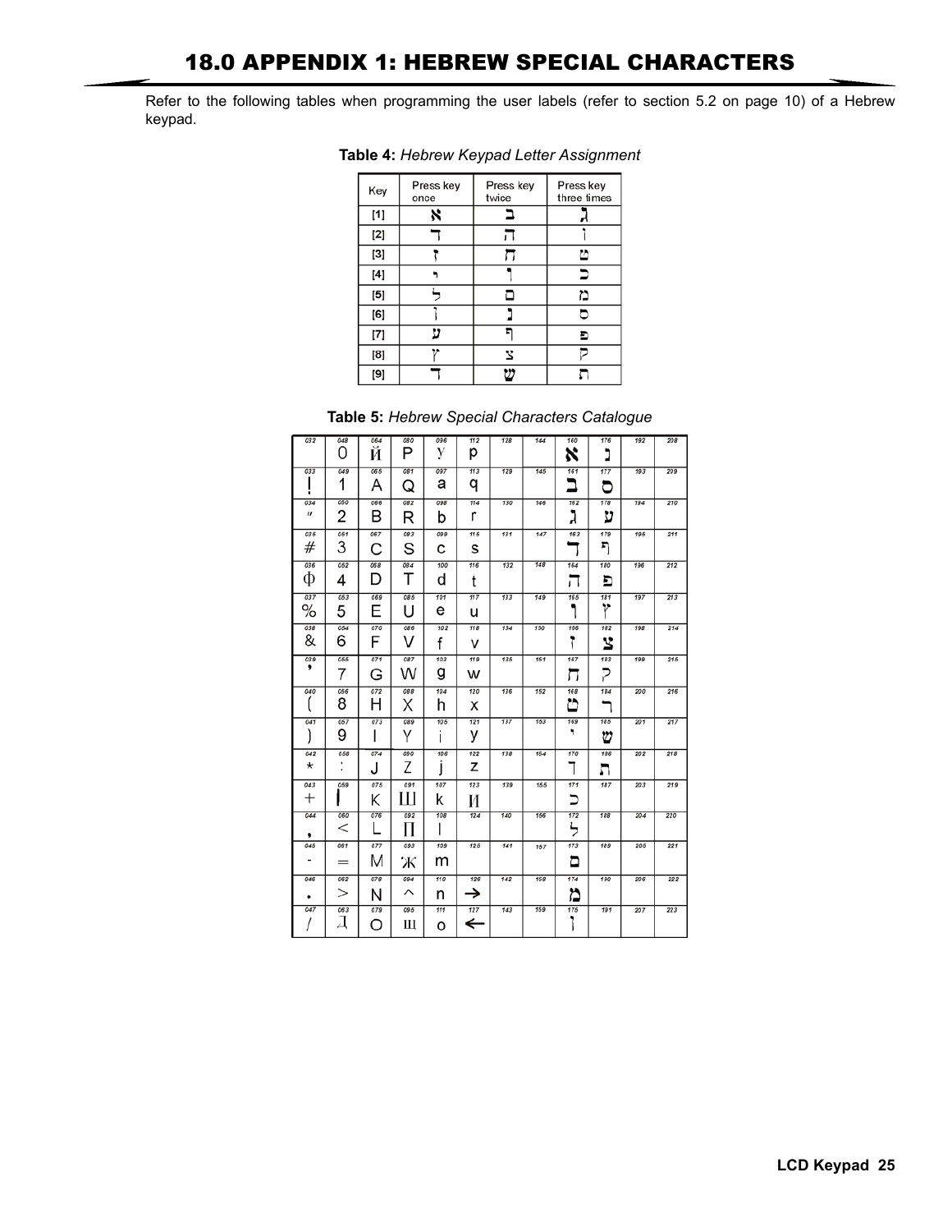# 18.0 APPENDIX 1: HEBREW SPECIAL CHARACTERS

Refer to the following tables when programming the user labels (refer to section 5.2 on page 10) of a Hebrew keypad.

**Table 4:** *Hebrew Keypad Letter Assignment*

| Key | Press key once | Press key twice | Press key three times |
|---|---|---|---|
| [1] | א | ב | ג |
| [2] | ד | ה | ו |
| [3] | ז | ח | ט |
| [4] | י | ך | כ |
| [5] | ל | ם | מ |
| [6] | ן | נ | ס |
| [7] | ע | ף | פ |
| [8] | ץ | צ | ק |
| [9] | ר | ש | ת |

**Table 5:** *Hebrew Special Characters Catalogue*

| | | | | | | | | | | | |
|---|---|---|---|---|---|---|---|---|---|---|---|
| 032 | 048 0 | 064 Й | 080 P | 096 У | 112 p | 128 | 144 | 160 א | 176 נ | 192 | 208 |
| 033 ! | 049 1 | 065 A | 081 Q | 097 a | 113 q | 129 | 145 | 161 ב | 177 ס | 193 | 209 |
| 034 " | 050 2 | 066 B | 082 R | 098 b | 114 r | 130 | 146 | 162 ג | 178 ע | 194 | 210 |
| 035 # | 051 3 | 067 C | 083 S | 099 c | 115 s | 131 | 147 | 163 ד | 179 ף | 195 | 211 |
| 036 Φ | 052 4 | 068 D | 084 T | 100 d | 116 t | 132 | 148 | 164 ה | 180 פ | 196 | 212 |
| 037 % | 053 5 | 069 E | 085 U | 101 e | 117 u | 133 | 149 | 165 ו | 181 ץ | 197 | 213 |
| 038 & | 054 6 | 070 F | 086 V | 102 f | 118 v | 134 | 150 | 166 ז | 182 צ | 198 | 214 |
| 039 ' | 055 7 | 071 G | 087 W | 103 g | 119 w | 135 | 151 | 167 ח | 183 ק | 199 | 215 |
| 040 ( | 056 8 | 072 H | 088 X | 104 h | 120 x | 136 | 152 | 168 ט | 184 ר | 200 | 216 |
| 041 ) | 057 9 | 073 I | 089 Y | 105 i | 121 y | 137 | 153 | 169 י | 185 ש | 201 | 217 |
| 042 * | 058 : | 074 J | 090 Z | 106 j | 122 z | 138 | 154 | 170 ך | 186 ת | 202 | 218 |
| 043 + | 059 \| | 075 K | 091 Ш | 107 k | 123 И | 139 | 155 | 171 כ | 187 | 203 | 219 |
| 044 , | 060 < | 076 L | 092 П | 108 l | 124 | 140 | 156 | 172 ל | 188 | 204 | 220 |
| 045 - | 061 = | 077 M | 093 Ж | 109 m | 125 | 141 | 157 | 173 ם | 189 | 205 | 221 |
| 046 . | 062 > | 078 N | 094 ^ | 110 n | 126 → | 142 | 158 | 174 מ | 190 | 206 | 222 |
| 047 / | 063 Д | 079 O | 095 Щ | 111 o | 127 ← | 143 | 159 | 175 ן | 191 | 207 | 223 |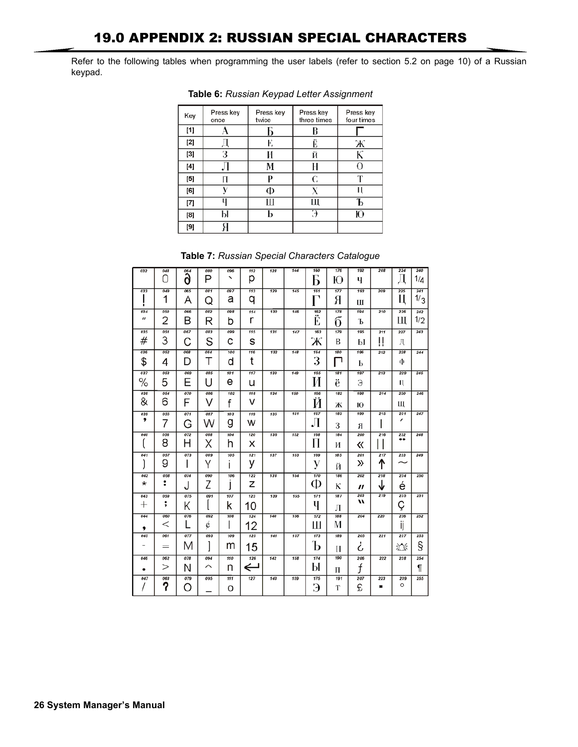# 19.0 APPENDIX 2: RUSSIAN SPECIAL CHARACTERS

Refer to the following tables when programming the user labels (refer to section 5.2 on page 10) of a Russian keypad.

**Table 6:** *Russian Keypad Letter Assignment*

| Key | Press key once | Press key twice | Press key three times | Press key four times |
|---|---|---|---|---|
| [1] | А | Б | В | Г |
| [2] | Д | Е | Ё | Ж |
| [3] | З | И | Й | К |
| [4] | Л | М | Н | О |
| [5] | П | Р | С | Т |
| [6] | У | Ф | Х | Ц |
| [7] | Ч | Ш | Щ | Ъ |
| [8] | Ы | Ь | Э | Ю |
| [9] | Я | | | |

**Table 7:** *Russian Special Characters Catalogue*

| 032 | 048 0 | 064 ∂ | 080 P | 096 ` | 112 p | 128 | 144 | 160 Б | 176 Ю | 192 ч | 208 | 224 Д | 240 1/4 |
|---|---|---|---|---|---|---|---|---|---|---|---|---|---|
| 033 ! | 049 1 | 065 A | 081 Q | 097 a | 113 q | 129 | 145 | 161 Г | 177 Я | 193 ш | 209 | 225 Ц | 241 1/3 |
| 034 " | 050 2 | 066 B | 082 R | 098 b | 114 r | 130 | 146 | 162 Ё | 178 б | 194 ъ | 210 | 226 Щ | 242 1/2 |
| 035 # | 051 3 | 067 C | 083 S | 099 c | 115 s | 131 | 147 | 163 Ж | 179 в | 195 ы | 211 !! | 227 д | 243 |
| 036 $ | 052 4 | 068 D | 084 T | 100 d | 116 t | 132 | 148 | 164 З | 180 г | 196 ь | 212 | 228 ф | 244 |
| 037 % | 053 5 | 069 E | 085 U | 101 e | 117 u | 133 | 149 | 165 И | 181 ё | 197 э | 213 | 229 ц | 245 |
| 038 & | 054 6 | 070 F | 086 V | 102 f | 118 v | 134 | 150 | 166 Й | 182 ж | 198 ю | 214 | 230 щ | 246 |
| 039 ’ | 055 7 | 071 G | 087 W | 103 g | 119 w | 135 | 151 | 167 Л | 183 з | 199 я | 215 \| | 231 ´ | 247 |
| 040 ( | 056 8 | 072 H | 088 X | 104 h | 120 x | 136 | 152 | 168 П | 184 и | 200 « | 216 \|\| | 232 ¨ | 248 |
| 041 ) | 057 9 | 073 I | 089 Y | 105 i | 121 y | 137 | 153 | 169 У | 185 й | 201 » | 217 ↑ | 233 ~ | 249 |
| 042 * | 058 : | 074 J | 090 Z | 106 j | 122 z | 138 | 154 | 170 Ф | 186 к | 202 " | 218 ↓ | 234 é | 250 |
| 043 + | 059 ; | 075 K | 091 [ | 107 k | 123 10 | 139 | 155 | 171 Ч | 187 л | 203 ‶ | 219 | 235 ç | 251 |
| 044 , | 060 < | 076 L | 092 ¢ | 108 l | 124 12 | 140 | 156 | 172 Ш | 188 м | 204 | 220 | 236 ij | 252 |
| 045 - | 061 = | 077 M | 093 ] | 109 m | 125 15 | 141 | 157 | 173 Ъ | 189 н | 205 ¿ | 221 | 237 | 253 § |
| 046 . | 062 > | 078 N | 094 ^ | 110 n | 126 ↵ | 142 | 158 | 174 Ы | 190 п | 206 ƒ | 222 | 238 | 254 ¶ |
| 047 / | 063 ? | 079 O | 095 _ | 111 o | 127 | 143 | 159 | 175 Э | 191 т | 207 £ | 223 ▪ | 239 ° | 255 |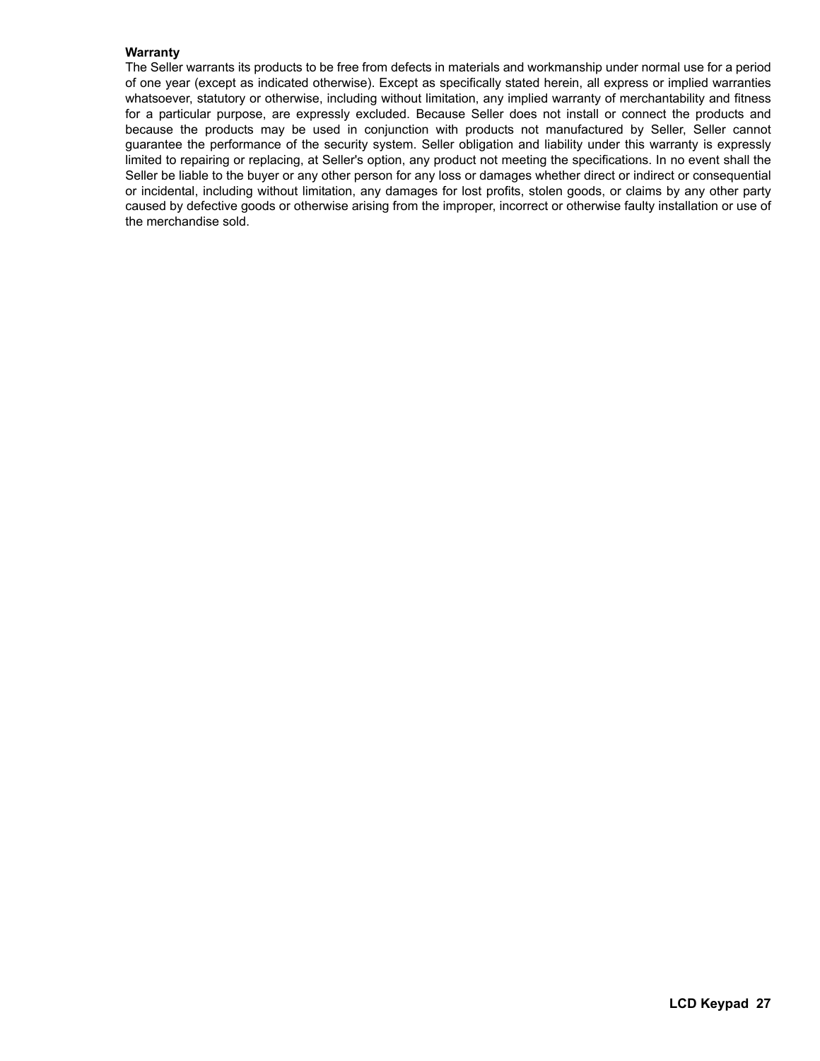**Warranty**

The Seller warrants its products to be free from defects in materials and workmanship under normal use for a period of one year (except as indicated otherwise). Except as specifically stated herein, all express or implied warranties whatsoever, statutory or otherwise, including without limitation, any implied warranty of merchantability and fitness for a particular purpose, are expressly excluded. Because Seller does not install or connect the products and because the products may be used in conjunction with products not manufactured by Seller, Seller cannot guarantee the performance of the security system. Seller obligation and liability under this warranty is expressly limited to repairing or replacing, at Seller's option, any product not meeting the specifications. In no event shall the Seller be liable to the buyer or any other person for any loss or damages whether direct or indirect or consequential or incidental, including without limitation, any damages for lost profits, stolen goods, or claims by any other party caused by defective goods or otherwise arising from the improper, incorrect or otherwise faulty installation or use of the merchandise sold.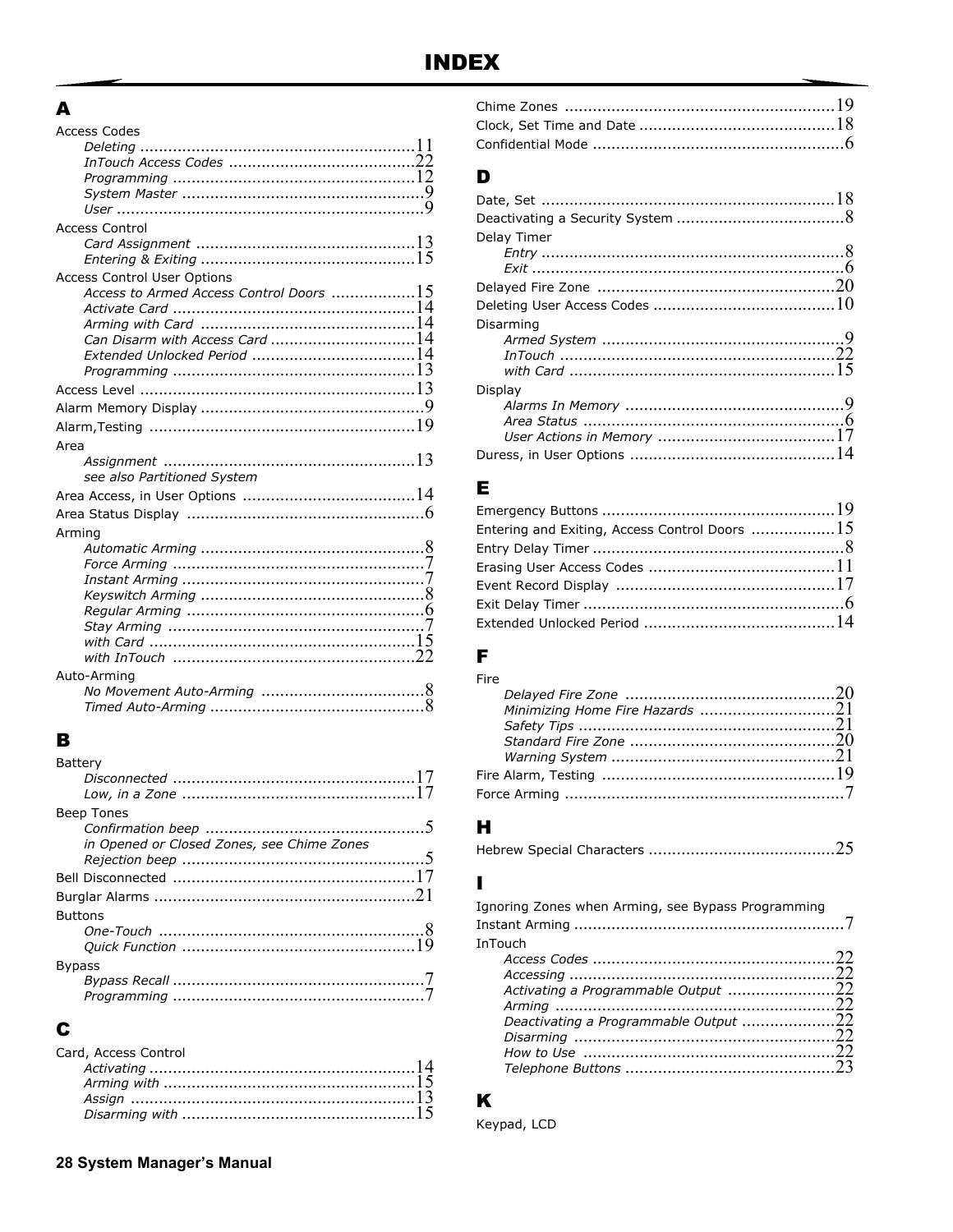# INDEX

## A

Access Codes
- *Deleting* .......... 11
- *InTouch Access Codes* .......... 22
- *Programming* .......... 12
- *System Master* .......... 9
- *User* .......... 9

Access Control
- *Card Assignment* .......... 13
- *Entering & Exiting* .......... 15

Access Control User Options
- *Access to Armed Access Control Doors* .......... 15
- *Activate Card* .......... 14
- *Arming with Card* .......... 14
- *Can Disarm with Access Card* .......... 14
- *Extended Unlocked Period* .......... 14
- *Programming* .......... 13

Access Level .......... 13

Alarm Memory Display .......... 9

Alarm,Testing .......... 19

Area
- *Assignment* .......... 13
- *see also Partitioned System*

Area Access, in User Options .......... 14

Area Status Display .......... 6

Arming
- *Automatic Arming* .......... 8
- *Force Arming* .......... 7
- *Instant Arming* .......... 7
- *Keyswitch Arming* .......... 8
- *Regular Arming* .......... 6
- *Stay Arming* .......... 7
- *with Card* .......... 15
- *with InTouch* .......... 22

Auto-Arming
- *No Movement Auto-Arming* .......... 8
- *Timed Auto-Arming* .......... 8

## B

Battery
- *Disconnected* .......... 17
- *Low, in a Zone* .......... 17

Beep Tones
- *Confirmation beep* .......... 5
- *in Opened or Closed Zones, see Chime Zones*
- *Rejection beep* .......... 5

Bell Disconnected .......... 17

Burglar Alarms .......... 21

Buttons
- *One-Touch* .......... 8
- *Quick Function* .......... 19

Bypass
- *Bypass Recall* .......... 7
- *Programming* .......... 7

## C

Card, Access Control
- *Activating* .......... 14
- *Arming with* .......... 15
- *Assign* .......... 13
- *Disarming with* .......... 15

Chime Zones .......... 19

Clock, Set Time and Date .......... 18

Confidential Mode .......... 6

## D

Date, Set .......... 18

Deactivating a Security System .......... 8

Delay Timer
- *Entry* .......... 8
- *Exit* .......... 6

Delayed Fire Zone .......... 20

Deleting User Access Codes .......... 10

Disarming
- *Armed System* .......... 9
- *InTouch* .......... 22
- *with Card* .......... 15

Display
- *Alarms In Memory* .......... 9
- *Area Status* .......... 6
- *User Actions in Memory* .......... 17

Duress, in User Options .......... 14

## E

Emergency Buttons .......... 19

Entering and Exiting, Access Control Doors .......... 15

Entry Delay Timer .......... 8

Erasing User Access Codes .......... 11

Event Record Display .......... 17

Exit Delay Timer .......... 6

Extended Unlocked Period .......... 14

## F

Fire
- *Delayed Fire Zone* .......... 20
- *Minimizing Home Fire Hazards* .......... 21
- *Safety Tips* .......... 21
- *Standard Fire Zone* .......... 20
- *Warning System* .......... 21

Fire Alarm, Testing .......... 19

Force Arming .......... 7

## H

Hebrew Special Characters .......... 25

## I

Ignoring Zones when Arming, see Bypass Programming

Instant Arming .......... 7

InTouch
- *Access Codes* .......... 22
- *Accessing* .......... 22
- *Activating a Programmable Output* .......... 22
- *Arming* .......... 22
- *Deactivating a Programmable Output* .......... 22
- *Disarming* .......... 22
- *How to Use* .......... 22
- *Telephone Buttons* .......... 23

## K

Keypad, LCD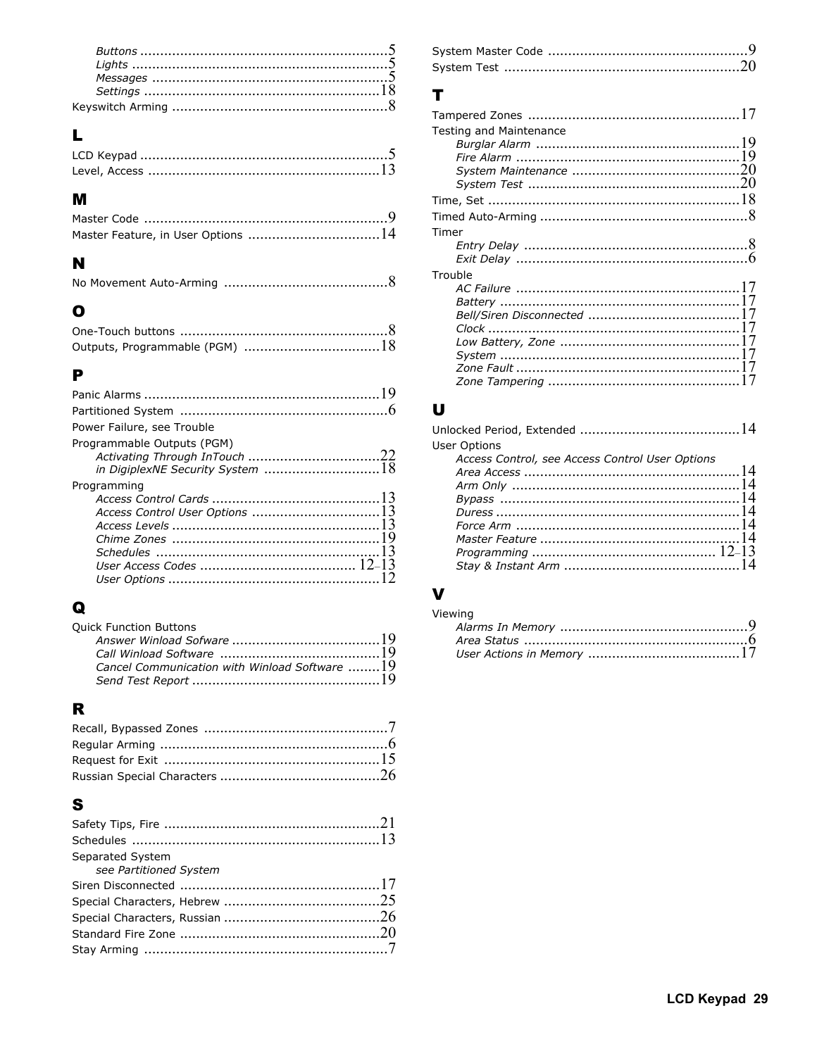*Buttons* .......................................................5
*Lights* .........................................................5
*Messages* ....................................................5
*Settings* ....................................................18

Keyswitch Arming ...........................................8

## L

LCD Keypad ....................................................5
Level, Access ................................................13

## M

Master Code ....................................................9
Master Feature, in User Options ......................14

## N

No Movement Auto-Arming ..............................8

## O

One-Touch buttons ..........................................8
Outputs, Programmable (PGM) ........................18

## P

Panic Alarms ..................................................19
Partitioned System ..........................................6
Power Failure, see Trouble
Programmable Outputs (PGM)
*Activating Through InTouch* ..........................22
*in DigiplexNE Security System* .......................18
Programming
*Access Control Cards* ...................................13
*Access Control User Options* .........................13
*Access Levels* ..............................................13
*Chime Zones* ...............................................19
*Schedules* ...................................................13
*User Access Codes* ....................................12–13
*User Options* ..............................................12

## Q

Quick Function Buttons
*Answer Winload Sofware* ...............................19
*Call Winload Software* ..................................19
*Cancel Communication with Winload Software* .........19
*Send Test Report* .........................................19

## R

Recall, Bypassed Zones ....................................7
Regular Arming ................................................6
Request for Exit ..............................................15
Russian Special Characters ..............................26

## S

Safety Tips, Fire .............................................21
Schedules ......................................................13
Separated System
*see Partitioned System*
Siren Disconnected .........................................17
Special Characters, Hebrew .............................25
Special Characters, Russian .............................26
Standard Fire Zone .........................................20
Stay Arming ....................................................7

System Master Code .........................................9
System Test ...................................................20

## T

Tampered Zones .............................................17
Testing and Maintenance
*Burglar Alarm* ..............................................19
*Fire Alarm* ...................................................19
*System Maintenance* .....................................20
*System Test* .................................................20
Time, Set .......................................................18
Timed Auto-Arming ..........................................8
Timer
*Entry Delay* ...................................................8
*Exit Delay* .....................................................6
Trouble
*AC Failure* ...................................................17
*Battery* .......................................................17
*Bell/Siren Disconnected* ................................17
*Clock* .........................................................17
*Low Battery, Zone* ........................................17
*System* .......................................................17
*Zone Fault* ..................................................17
*Zone Tampering* ...........................................17

## U

Unlocked Period, Extended ...............................14
User Options
*Access Control, see Access Control User Options*
*Area Access* .................................................14
*Arm Only* ....................................................14
*Bypass* ........................................................14
*Duress* ........................................................14
*Force Arm* ...................................................14
*Master Feature* .............................................14
*Programming* ............................................12–13
*Stay & Instant Arm* .......................................14

## V

Viewing
*Alarms In Memory* ..........................................9
*Area Status* ...................................................6
*User Actions in Memory* .................................17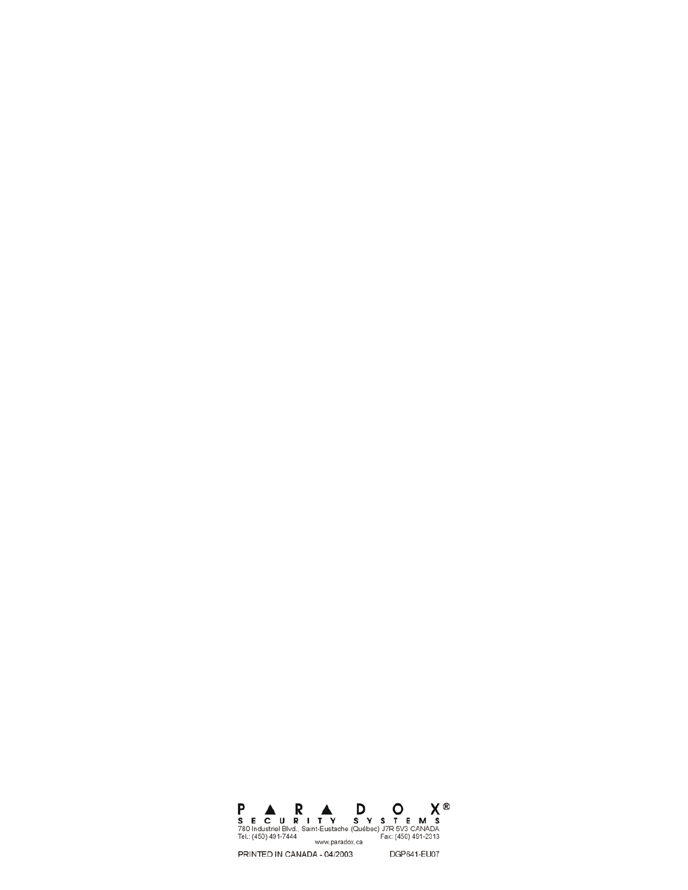PARADOX®
SECURITY SYSTEMS
780 Industriel Blvd., Saint-Eustache (Québec) J7R 5V3 CANADA
Tel.: (450) 491-7444 Fax: (450) 491-2313
www.paradox.ca

PRINTED IN CANADA - 04/2003 DGP641-EU07